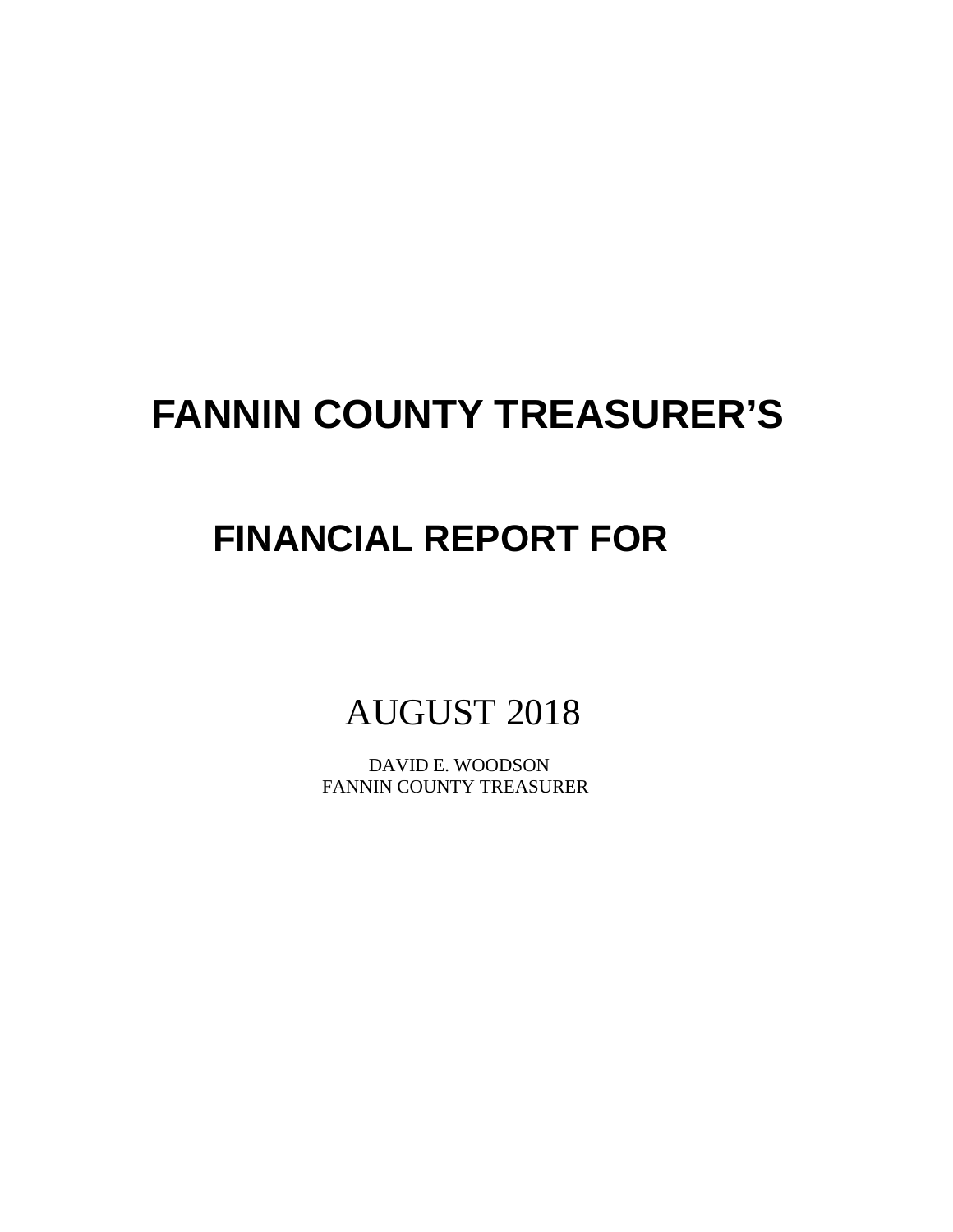# FANNIN COUNTY TREASURER'S

## FINANCIAL REPORT FOR

AUGUST 2018

DAVID E. WOODSON
FANNIN COUNTY TREASURER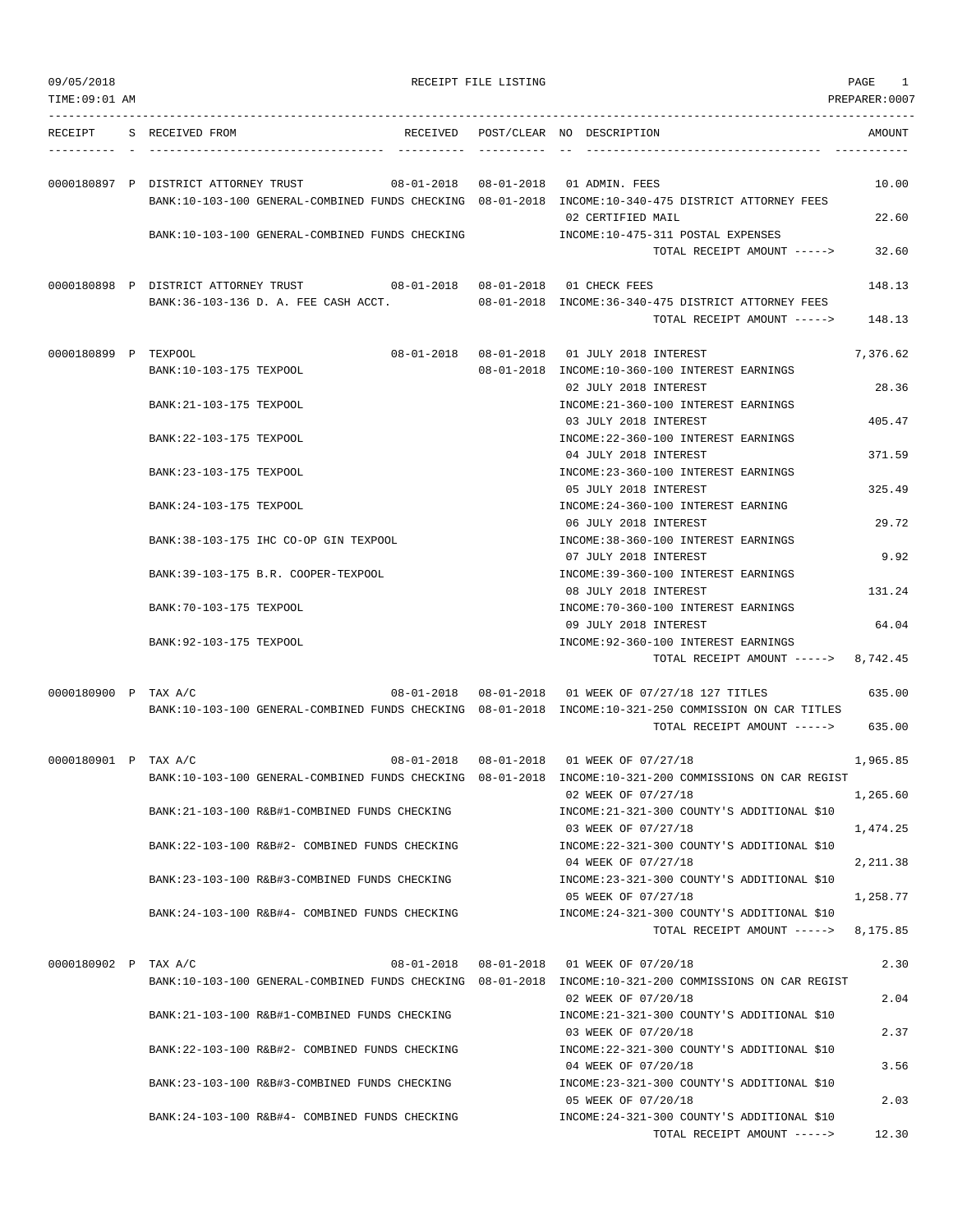09/05/2018 RECEIPT FILE LISTING

TIME:09:01 AM PREPARER:0007

| RECEIPT | S | RECEIVED FROM | RECEIVED | POST/CLEAR | NO | DESCRIPTION | AMOUNT |
|---|---|---|---|---|---|---|---|
| 0000180897 | P | DISTRICT ATTORNEY TRUST | 08-01-2018 | 08-01-2018 | 01 | ADMIN. FEES | 10.00 |
| | | BANK:10-103-100 GENERAL-COMBINED FUNDS CHECKING | | 08-01-2018 | | INCOME:10-340-475 DISTRICT ATTORNEY FEES | |
| | | | | | 02 | CERTIFIED MAIL | 22.60 |
| | | BANK:10-103-100 GENERAL-COMBINED FUNDS CHECKING | | | | INCOME:10-475-311 POSTAL EXPENSES | |
| | | | | | | TOTAL RECEIPT AMOUNT -----> | 32.60 |
| 0000180898 | P | DISTRICT ATTORNEY TRUST | 08-01-2018 | 08-01-2018 | 01 | CHECK FEES | 148.13 |
| | | BANK:36-103-136 D. A. FEE CASH ACCT. | | 08-01-2018 | | INCOME:36-340-475 DISTRICT ATTORNEY FEES | |
| | | | | | | TOTAL RECEIPT AMOUNT -----> | 148.13 |
| 0000180899 | P | TEXPOOL | 08-01-2018 | 08-01-2018 | 01 | JULY 2018 INTEREST | 7,376.62 |
| | | BANK:10-103-175 TEXPOOL | | 08-01-2018 | | INCOME:10-360-100 INTEREST EARNINGS | |
| | | | | | 02 | JULY 2018 INTEREST | 28.36 |
| | | BANK:21-103-175 TEXPOOL | | | | INCOME:21-360-100 INTEREST EARNINGS | |
| | | | | | 03 | JULY 2018 INTEREST | 405.47 |
| | | BANK:22-103-175 TEXPOOL | | | | INCOME:22-360-100 INTEREST EARNINGS | |
| | | | | | 04 | JULY 2018 INTEREST | 371.59 |
| | | BANK:23-103-175 TEXPOOL | | | | INCOME:23-360-100 INTEREST EARNINGS | |
| | | | | | 05 | JULY 2018 INTEREST | 325.49 |
| | | BANK:24-103-175 TEXPOOL | | | | INCOME:24-360-100 INTEREST EARNING | |
| | | | | | 06 | JULY 2018 INTEREST | 29.72 |
| | | BANK:38-103-175 IHC CO-OP GIN TEXPOOL | | | | INCOME:38-360-100 INTEREST EARNINGS | |
| | | | | | 07 | JULY 2018 INTEREST | 9.92 |
| | | BANK:39-103-175 B.R. COOPER-TEXPOOL | | | | INCOME:39-360-100 INTEREST EARNINGS | |
| | | | | | 08 | JULY 2018 INTEREST | 131.24 |
| | | BANK:70-103-175 TEXPOOL | | | | INCOME:70-360-100 INTEREST EARNINGS | |
| | | | | | 09 | JULY 2018 INTEREST | 64.04 |
| | | BANK:92-103-175 TEXPOOL | | | | INCOME:92-360-100 INTEREST EARNINGS | |
| | | | | | | TOTAL RECEIPT AMOUNT -----> | 8,742.45 |
| 0000180900 | P | TAX A/C | 08-01-2018 | 08-01-2018 | 01 | WEEK OF 07/27/18 127 TITLES | 635.00 |
| | | BANK:10-103-100 GENERAL-COMBINED FUNDS CHECKING | | 08-01-2018 | | INCOME:10-321-250 COMMISSION ON CAR TITLES | |
| | | | | | | TOTAL RECEIPT AMOUNT -----> | 635.00 |
| 0000180901 | P | TAX A/C | 08-01-2018 | 08-01-2018 | 01 | WEEK OF 07/27/18 | 1,965.85 |
| | | BANK:10-103-100 GENERAL-COMBINED FUNDS CHECKING | | 08-01-2018 | | INCOME:10-321-200 COMMISSIONS ON CAR REGIST | |
| | | | | | 02 | WEEK OF 07/27/18 | 1,265.60 |
| | | BANK:21-103-100 R&B#1-COMBINED FUNDS CHECKING | | | | INCOME:21-321-300 COUNTY'S ADDITIONAL $10 | |
| | | | | | 03 | WEEK OF 07/27/18 | 1,474.25 |
| | | BANK:22-103-100 R&B#2- COMBINED FUNDS CHECKING | | | | INCOME:22-321-300 COUNTY'S ADDITIONAL $10 | |
| | | | | | 04 | WEEK OF 07/27/18 | 2,211.38 |
| | | BANK:23-103-100 R&B#3-COMBINED FUNDS CHECKING | | | | INCOME:23-321-300 COUNTY'S ADDITIONAL $10 | |
| | | | | | 05 | WEEK OF 07/27/18 | 1,258.77 |
| | | BANK:24-103-100 R&B#4- COMBINED FUNDS CHECKING | | | | INCOME:24-321-300 COUNTY'S ADDITIONAL $10 | |
| | | | | | | TOTAL RECEIPT AMOUNT -----> | 8,175.85 |
| 0000180902 | P | TAX A/C | 08-01-2018 | 08-01-2018 | 01 | WEEK OF 07/20/18 | 2.30 |
| | | BANK:10-103-100 GENERAL-COMBINED FUNDS CHECKING | | 08-01-2018 | | INCOME:10-321-200 COMMISSIONS ON CAR REGIST | |
| | | | | | 02 | WEEK OF 07/20/18 | 2.04 |
| | | BANK:21-103-100 R&B#1-COMBINED FUNDS CHECKING | | | | INCOME:21-321-300 COUNTY'S ADDITIONAL $10 | |
| | | | | | 03 | WEEK OF 07/20/18 | 2.37 |
| | | BANK:22-103-100 R&B#2- COMBINED FUNDS CHECKING | | | | INCOME:22-321-300 COUNTY'S ADDITIONAL $10 | |
| | | | | | 04 | WEEK OF 07/20/18 | 3.56 |
| | | BANK:23-103-100 R&B#3-COMBINED FUNDS CHECKING | | | | INCOME:23-321-300 COUNTY'S ADDITIONAL $10 | |
| | | | | | 05 | WEEK OF 07/20/18 | 2.03 |
| | | BANK:24-103-100 R&B#4- COMBINED FUNDS CHECKING | | | | INCOME:24-321-300 COUNTY'S ADDITIONAL $10 | |
| | | | | | | TOTAL RECEIPT AMOUNT -----> | 12.30 |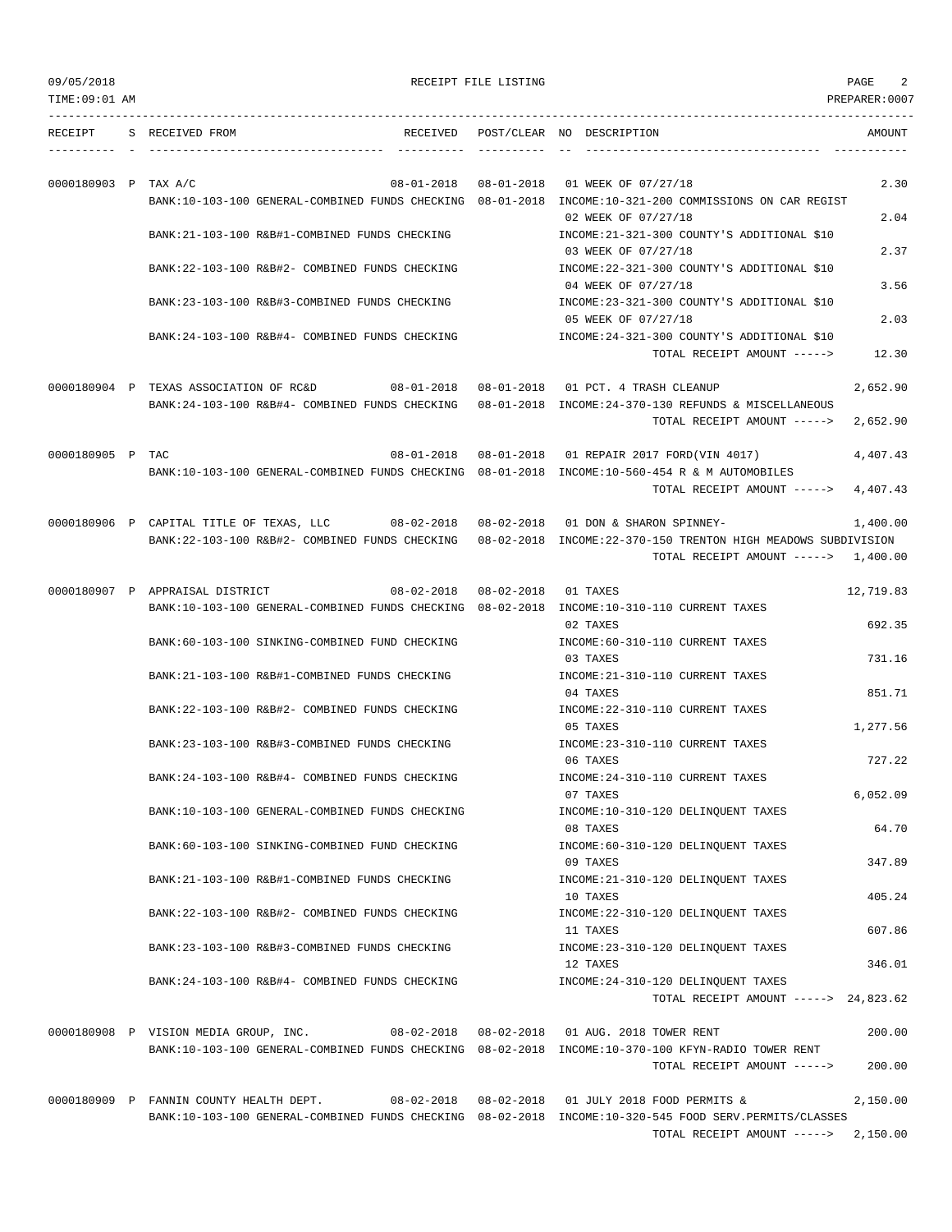09/05/2018 RECEIPT FILE LISTING PAGE 2
TIME:09:01 AM PREPARER:0007

| RECEIPT | S | RECEIVED FROM | RECEIVED | POST/CLEAR | NO | DESCRIPTION | AMOUNT |
|---|---|---|---|---|---|---|---|
| 0000180903 | P | TAX A/C | 08-01-2018 | 08-01-2018 | 01 | WEEK OF 07/27/18 | 2.30 |
| | | BANK:10-103-100 GENERAL-COMBINED FUNDS CHECKING | | 08-01-2018 | | INCOME:10-321-200 COMMISSIONS ON CAR REGIST | |
| | | | | | 02 | WEEK OF 07/27/18 | 2.04 |
| | | BANK:21-103-100 R&B#1-COMBINED FUNDS CHECKING | | | | INCOME:21-321-300 COUNTY'S ADDITIONAL $10 | |
| | | | | | 03 | WEEK OF 07/27/18 | 2.37 |
| | | BANK:22-103-100 R&B#2- COMBINED FUNDS CHECKING | | | | INCOME:22-321-300 COUNTY'S ADDITIONAL $10 | |
| | | | | | 04 | WEEK OF 07/27/18 | 3.56 |
| | | BANK:23-103-100 R&B#3-COMBINED FUNDS CHECKING | | | | INCOME:23-321-300 COUNTY'S ADDITIONAL $10 | |
| | | | | | 05 | WEEK OF 07/27/18 | 2.03 |
| | | BANK:24-103-100 R&B#4- COMBINED FUNDS CHECKING | | | | INCOME:24-321-300 COUNTY'S ADDITIONAL $10 | |
| | | | | | | TOTAL RECEIPT AMOUNT -----> | 12.30 |
| 0000180904 | P | TEXAS ASSOCIATION OF RC&D | 08-01-2018 | 08-01-2018 | 01 | PCT. 4 TRASH CLEANUP | 2,652.90 |
| | | BANK:24-103-100 R&B#4- COMBINED FUNDS CHECKING | | 08-01-2018 | | INCOME:24-370-130 REFUNDS & MISCELLANEOUS | |
| | | | | | | TOTAL RECEIPT AMOUNT -----> | 2,652.90 |
| 0000180905 | P | TAC | 08-01-2018 | 08-01-2018 | 01 | REPAIR 2017 FORD(VIN 4017) | 4,407.43 |
| | | BANK:10-103-100 GENERAL-COMBINED FUNDS CHECKING | | 08-01-2018 | | INCOME:10-560-454 R & M AUTOMOBILES | |
| | | | | | | TOTAL RECEIPT AMOUNT -----> | 4,407.43 |
| 0000180906 | P | CAPITAL TITLE OF TEXAS, LLC | 08-02-2018 | 08-02-2018 | 01 | DON & SHARON SPINNEY- | 1,400.00 |
| | | BANK:22-103-100 R&B#2- COMBINED FUNDS CHECKING | | 08-02-2018 | | INCOME:22-370-150 TRENTON HIGH MEADOWS SUBDIVISION | |
| | | | | | | TOTAL RECEIPT AMOUNT -----> | 1,400.00 |
| 0000180907 | P | APPRAISAL DISTRICT | 08-02-2018 | 08-02-2018 | 01 | TAXES | 12,719.83 |
| | | BANK:10-103-100 GENERAL-COMBINED FUNDS CHECKING | | 08-02-2018 | | INCOME:10-310-110 CURRENT TAXES | |
| | | | | | 02 | TAXES | 692.35 |
| | | BANK:60-103-100 SINKING-COMBINED FUND CHECKING | | | | INCOME:60-310-110 CURRENT TAXES | |
| | | | | | 03 | TAXES | 731.16 |
| | | BANK:21-103-100 R&B#1-COMBINED FUNDS CHECKING | | | | INCOME:21-310-110 CURRENT TAXES | |
| | | | | | 04 | TAXES | 851.71 |
| | | BANK:22-103-100 R&B#2- COMBINED FUNDS CHECKING | | | | INCOME:22-310-110 CURRENT TAXES | |
| | | | | | 05 | TAXES | 1,277.56 |
| | | BANK:23-103-100 R&B#3-COMBINED FUNDS CHECKING | | | | INCOME:23-310-110 CURRENT TAXES | |
| | | | | | 06 | TAXES | 727.22 |
| | | BANK:24-103-100 R&B#4- COMBINED FUNDS CHECKING | | | | INCOME:24-310-110 CURRENT TAXES | |
| | | | | | 07 | TAXES | 6,052.09 |
| | | BANK:10-103-100 GENERAL-COMBINED FUNDS CHECKING | | | | INCOME:10-310-120 DELINQUENT TAXES | |
| | | | | | 08 | TAXES | 64.70 |
| | | BANK:60-103-100 SINKING-COMBINED FUND CHECKING | | | | INCOME:60-310-120 DELINQUENT TAXES | |
| | | | | | 09 | TAXES | 347.89 |
| | | BANK:21-103-100 R&B#1-COMBINED FUNDS CHECKING | | | | INCOME:21-310-120 DELINQUENT TAXES | |
| | | | | | 10 | TAXES | 405.24 |
| | | BANK:22-103-100 R&B#2- COMBINED FUNDS CHECKING | | | | INCOME:22-310-120 DELINQUENT TAXES | |
| | | | | | 11 | TAXES | 607.86 |
| | | BANK:23-103-100 R&B#3-COMBINED FUNDS CHECKING | | | | INCOME:23-310-120 DELINQUENT TAXES | |
| | | | | | 12 | TAXES | 346.01 |
| | | BANK:24-103-100 R&B#4- COMBINED FUNDS CHECKING | | | | INCOME:24-310-120 DELINQUENT TAXES | |
| | | | | | | TOTAL RECEIPT AMOUNT -----> | 24,823.62 |
| 0000180908 | P | VISION MEDIA GROUP, INC. | 08-02-2018 | 08-02-2018 | 01 | AUG. 2018 TOWER RENT | 200.00 |
| | | BANK:10-103-100 GENERAL-COMBINED FUNDS CHECKING | | 08-02-2018 | | INCOME:10-370-100 KFYN-RADIO TOWER RENT | |
| | | | | | | TOTAL RECEIPT AMOUNT -----> | 200.00 |
| 0000180909 | P | FANNIN COUNTY HEALTH DEPT. | 08-02-2018 | 08-02-2018 | 01 | JULY 2018 FOOD PERMITS & | 2,150.00 |
| | | BANK:10-103-100 GENERAL-COMBINED FUNDS CHECKING | | 08-02-2018 | | INCOME:10-320-545 FOOD SERV.PERMITS/CLASSES | |
| | | | | | | TOTAL RECEIPT AMOUNT -----> | 2,150.00 |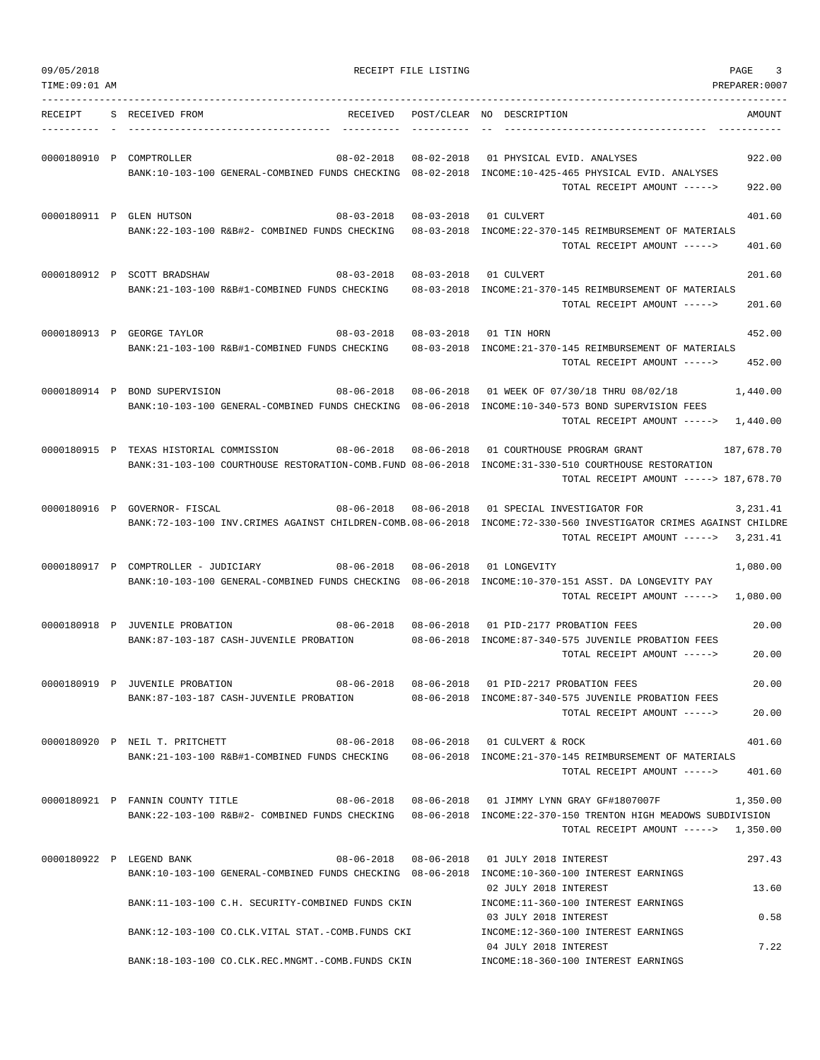09/05/2018 RECEIPT FILE LISTING PAGE 3

TIME:09:01 AM PREPARER:0007

| RECEIPT | S | RECEIVED FROM | RECEIVED | POST/CLEAR | NO | DESCRIPTION | AMOUNT |
|---|---|---|---|---|---|---|---|
| 0000180910 | P | COMPTROLLER | 08-02-2018 | 08-02-2018 | 01 | PHYSICAL EVID. ANALYSES | 922.00 |
| | | BANK:10-103-100 GENERAL-COMBINED FUNDS CHECKING | | 08-02-2018 | | INCOME:10-425-465 PHYSICAL EVID. ANALYSES | |
| | | | | | | TOTAL RECEIPT AMOUNT -----> | 922.00 |
| 0000180911 | P | GLEN HUTSON | 08-03-2018 | 08-03-2018 | 01 | CULVERT | 401.60 |
| | | BANK:22-103-100 R&B#2- COMBINED FUNDS CHECKING | | 08-03-2018 | | INCOME:22-370-145 REIMBURSEMENT OF MATERIALS | |
| | | | | | | TOTAL RECEIPT AMOUNT -----> | 401.60 |
| 0000180912 | P | SCOTT BRADSHAW | 08-03-2018 | 08-03-2018 | 01 | CULVERT | 201.60 |
| | | BANK:21-103-100 R&B#1-COMBINED FUNDS CHECKING | | 08-03-2018 | | INCOME:21-370-145 REIMBURSEMENT OF MATERIALS | |
| | | | | | | TOTAL RECEIPT AMOUNT -----> | 201.60 |
| 0000180913 | P | GEORGE TAYLOR | 08-03-2018 | 08-03-2018 | 01 | TIN HORN | 452.00 |
| | | BANK:21-103-100 R&B#1-COMBINED FUNDS CHECKING | | 08-03-2018 | | INCOME:21-370-145 REIMBURSEMENT OF MATERIALS | |
| | | | | | | TOTAL RECEIPT AMOUNT -----> | 452.00 |
| 0000180914 | P | BOND SUPERVISION | 08-06-2018 | 08-06-2018 | 01 | WEEK OF 07/30/18 THRU 08/02/18 | 1,440.00 |
| | | BANK:10-103-100 GENERAL-COMBINED FUNDS CHECKING | | 08-06-2018 | | INCOME:10-340-573 BOND SUPERVISION FEES | |
| | | | | | | TOTAL RECEIPT AMOUNT -----> | 1,440.00 |
| 0000180915 | P | TEXAS HISTORIAL COMMISSION | 08-06-2018 | 08-06-2018 | 01 | COURTHOUSE PROGRAM GRANT | 187,678.70 |
| | | BANK:31-103-100 COURTHOUSE RESTORATION-COMB.FUND | | 08-06-2018 | | INCOME:31-330-510 COURTHOUSE RESTORATION | |
| | | | | | | TOTAL RECEIPT AMOUNT -----> | 187,678.70 |
| 0000180916 | P | GOVERNOR- FISCAL | 08-06-2018 | 08-06-2018 | 01 | SPECIAL INVESTIGATOR FOR | 3,231.41 |
| | | BANK:72-103-100 INV.CRIMES AGAINST CHILDREN-COMB. | | 08-06-2018 | | INCOME:72-330-560 INVESTIGATOR CRIMES AGAINST CHILDRE | |
| | | | | | | TOTAL RECEIPT AMOUNT -----> | 3,231.41 |
| 0000180917 | P | COMPTROLLER - JUDICIARY | 08-06-2018 | 08-06-2018 | 01 | LONGEVITY | 1,080.00 |
| | | BANK:10-103-100 GENERAL-COMBINED FUNDS CHECKING | | 08-06-2018 | | INCOME:10-370-151 ASST. DA LONGEVITY PAY | |
| | | | | | | TOTAL RECEIPT AMOUNT -----> | 1,080.00 |
| 0000180918 | P | JUVENILE PROBATION | 08-06-2018 | 08-06-2018 | 01 | PID-2177 PROBATION FEES | 20.00 |
| | | BANK:87-103-187 CASH-JUVENILE PROBATION | | 08-06-2018 | | INCOME:87-340-575 JUVENILE PROBATION FEES | |
| | | | | | | TOTAL RECEIPT AMOUNT -----> | 20.00 |
| 0000180919 | P | JUVENILE PROBATION | 08-06-2018 | 08-06-2018 | 01 | PID-2217 PROBATION FEES | 20.00 |
| | | BANK:87-103-187 CASH-JUVENILE PROBATION | | 08-06-2018 | | INCOME:87-340-575 JUVENILE PROBATION FEES | |
| | | | | | | TOTAL RECEIPT AMOUNT -----> | 20.00 |
| 0000180920 | P | NEIL T. PRITCHETT | 08-06-2018 | 08-06-2018 | 01 | CULVERT & ROCK | 401.60 |
| | | BANK:21-103-100 R&B#1-COMBINED FUNDS CHECKING | | 08-06-2018 | | INCOME:21-370-145 REIMBURSEMENT OF MATERIALS | |
| | | | | | | TOTAL RECEIPT AMOUNT -----> | 401.60 |
| 0000180921 | P | FANNIN COUNTY TITLE | 08-06-2018 | 08-06-2018 | 01 | JIMMY LYNN GRAY GF#1807007F | 1,350.00 |
| | | BANK:22-103-100 R&B#2- COMBINED FUNDS CHECKING | | 08-06-2018 | | INCOME:22-370-150 TRENTON HIGH MEADOWS SUBDIVISION | |
| | | | | | | TOTAL RECEIPT AMOUNT -----> | 1,350.00 |
| 0000180922 | P | LEGEND BANK | 08-06-2018 | 08-06-2018 | 01 | JULY 2018 INTEREST | 297.43 |
| | | BANK:10-103-100 GENERAL-COMBINED FUNDS CHECKING | | 08-06-2018 | | INCOME:10-360-100 INTEREST EARNINGS | |
| | | | | | 02 | JULY 2018 INTEREST | 13.60 |
| | | BANK:11-103-100 C.H. SECURITY-COMBINED FUNDS CKIN | | | | INCOME:11-360-100 INTEREST EARNINGS | |
| | | | | | 03 | JULY 2018 INTEREST | 0.58 |
| | | BANK:12-103-100 CO.CLK.VITAL STAT.-COMB.FUNDS CKI | | | | INCOME:12-360-100 INTEREST EARNINGS | |
| | | | | | 04 | JULY 2018 INTEREST | 7.22 |
| | | BANK:18-103-100 CO.CLK.REC.MNGMT.-COMB.FUNDS CKIN | | | | INCOME:18-360-100 INTEREST EARNINGS | |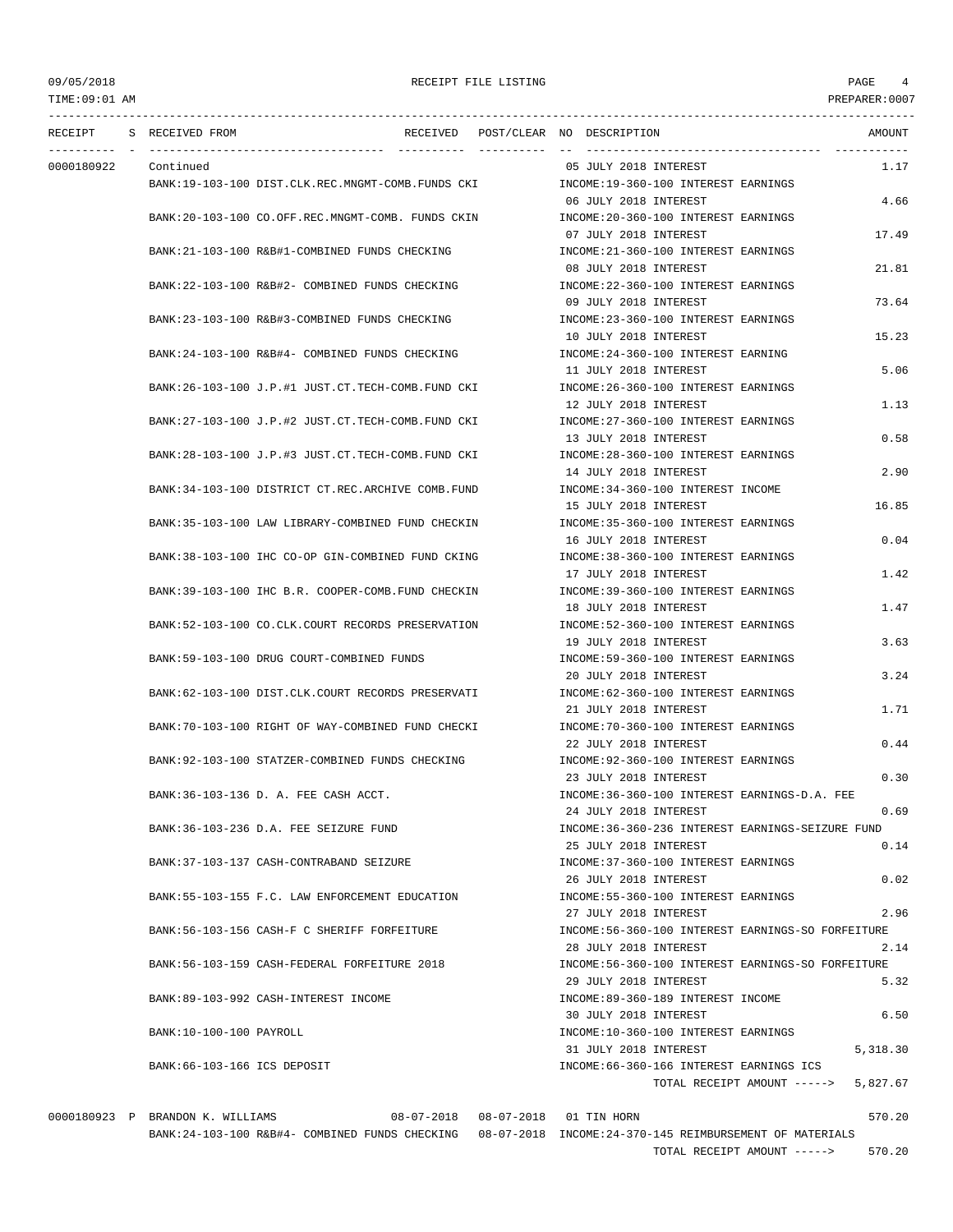| RECEIPT | S | RECEIVED FROM | RECEIVED | POST/CLEAR | NO | DESCRIPTION | AMOUNT |
|---|---|---|---|---|---|---|---|
| 0000180922 | | Continued | | | 05 | JULY 2018 INTEREST | 1.17 |
| | | BANK:19-103-100 DIST.CLK.REC.MNGMT-COMB.FUNDS CKI | | | | INCOME:19-360-100 INTEREST EARNINGS | |
| | | | | | 06 | JULY 2018 INTEREST | 4.66 |
| | | BANK:20-103-100 CO.OFF.REC.MNGMT-COMB. FUNDS CKIN | | | | INCOME:20-360-100 INTEREST EARNINGS | |
| | | | | | 07 | JULY 2018 INTEREST | 17.49 |
| | | BANK:21-103-100 R&B#1-COMBINED FUNDS CHECKING | | | | INCOME:21-360-100 INTEREST EARNINGS | |
| | | | | | 08 | JULY 2018 INTEREST | 21.81 |
| | | BANK:22-103-100 R&B#2- COMBINED FUNDS CHECKING | | | | INCOME:22-360-100 INTEREST EARNINGS | |
| | | | | | 09 | JULY 2018 INTEREST | 73.64 |
| | | BANK:23-103-100 R&B#3-COMBINED FUNDS CHECKING | | | | INCOME:23-360-100 INTEREST EARNINGS | |
| | | | | | 10 | JULY 2018 INTEREST | 15.23 |
| | | BANK:24-103-100 R&B#4- COMBINED FUNDS CHECKING | | | | INCOME:24-360-100 INTEREST EARNING | |
| | | | | | 11 | JULY 2018 INTEREST | 5.06 |
| | | BANK:26-103-100 J.P.#1 JUST.CT.TECH-COMB.FUND CKI | | | | INCOME:26-360-100 INTEREST EARNINGS | |
| | | | | | 12 | JULY 2018 INTEREST | 1.13 |
| | | BANK:27-103-100 J.P.#2 JUST.CT.TECH-COMB.FUND CKI | | | | INCOME:27-360-100 INTEREST EARNINGS | |
| | | | | | 13 | JULY 2018 INTEREST | 0.58 |
| | | BANK:28-103-100 J.P.#3 JUST.CT.TECH-COMB.FUND CKI | | | | INCOME:28-360-100 INTEREST EARNINGS | |
| | | | | | 14 | JULY 2018 INTEREST | 2.90 |
| | | BANK:34-103-100 DISTRICT CT.REC.ARCHIVE COMB.FUND | | | | INCOME:34-360-100 INTEREST INCOME | |
| | | | | | 15 | JULY 2018 INTEREST | 16.85 |
| | | BANK:35-103-100 LAW LIBRARY-COMBINED FUND CHECKIN | | | | INCOME:35-360-100 INTEREST EARNINGS | |
| | | | | | 16 | JULY 2018 INTEREST | 0.04 |
| | | BANK:38-103-100 IHC CO-OP GIN-COMBINED FUND CKING | | | | INCOME:38-360-100 INTEREST EARNINGS | |
| | | | | | 17 | JULY 2018 INTEREST | 1.42 |
| | | BANK:39-103-100 IHC B.R. COOPER-COMB.FUND CHECKIN | | | | INCOME:39-360-100 INTEREST EARNINGS | |
| | | | | | 18 | JULY 2018 INTEREST | 1.47 |
| | | BANK:52-103-100 CO.CLK.COURT RECORDS PRESERVATION | | | | INCOME:52-360-100 INTEREST EARNINGS | |
| | | | | | 19 | JULY 2018 INTEREST | 3.63 |
| | | BANK:59-103-100 DRUG COURT-COMBINED FUNDS | | | | INCOME:59-360-100 INTEREST EARNINGS | |
| | | | | | 20 | JULY 2018 INTEREST | 3.24 |
| | | BANK:62-103-100 DIST.CLK.COURT RECORDS PRESERVATI | | | | INCOME:62-360-100 INTEREST EARNINGS | |
| | | | | | 21 | JULY 2018 INTEREST | 1.71 |
| | | BANK:70-103-100 RIGHT OF WAY-COMBINED FUND CHECKI | | | | INCOME:70-360-100 INTEREST EARNINGS | |
| | | | | | 22 | JULY 2018 INTEREST | 0.44 |
| | | BANK:92-103-100 STATZER-COMBINED FUNDS CHECKING | | | | INCOME:92-360-100 INTEREST EARNINGS | |
| | | | | | 23 | JULY 2018 INTEREST | 0.30 |
| | | BANK:36-103-136 D. A. FEE CASH ACCT. | | | | INCOME:36-360-100 INTEREST EARNINGS-D.A. FEE | |
| | | | | | 24 | JULY 2018 INTEREST | 0.69 |
| | | BANK:36-103-236 D.A. FEE SEIZURE FUND | | | | INCOME:36-360-236 INTEREST EARNINGS-SEIZURE FUND | |
| | | | | | 25 | JULY 2018 INTEREST | 0.14 |
| | | BANK:37-103-137 CASH-CONTRABAND SEIZURE | | | | INCOME:37-360-100 INTEREST EARNINGS | |
| | | | | | 26 | JULY 2018 INTEREST | 0.02 |
| | | BANK:55-103-155 F.C. LAW ENFORCEMENT EDUCATION | | | | INCOME:55-360-100 INTEREST EARNINGS | |
| | | | | | 27 | JULY 2018 INTEREST | 2.96 |
| | | BANK:56-103-156 CASH-F C SHERIFF FORFEITURE | | | | INCOME:56-360-100 INTEREST EARNINGS-SO FORFEITURE | |
| | | | | | 28 | JULY 2018 INTEREST | 2.14 |
| | | BANK:56-103-159 CASH-FEDERAL FORFEITURE 2018 | | | | INCOME:56-360-100 INTEREST EARNINGS-SO FORFEITURE | |
| | | | | | 29 | JULY 2018 INTEREST | 5.32 |
| | | BANK:89-103-992 CASH-INTEREST INCOME | | | | INCOME:89-360-189 INTEREST INCOME | |
| | | | | | 30 | JULY 2018 INTEREST | 6.50 |
| | | BANK:10-100-100 PAYROLL | | | | INCOME:10-360-100 INTEREST EARNINGS | |
| | | | | | 31 | JULY 2018 INTEREST | 5,318.30 |
| | | BANK:66-103-166 ICS DEPOSIT | | | | INCOME:66-360-166 INTEREST EARNINGS ICS | |
| | | | | | | TOTAL RECEIPT AMOUNT -----> | 5,827.67 |
| 0000180923 | P | BRANDON K. WILLIAMS | 08-07-2018 | 08-07-2018 | 01 | TIN HORN | 570.20 |
| | | BANK:24-103-100 R&B#4- COMBINED FUNDS CHECKING | | 08-07-2018 | | INCOME:24-370-145 REIMBURSEMENT OF MATERIALS | |
| | | | | | | TOTAL RECEIPT AMOUNT -----> | 570.20 |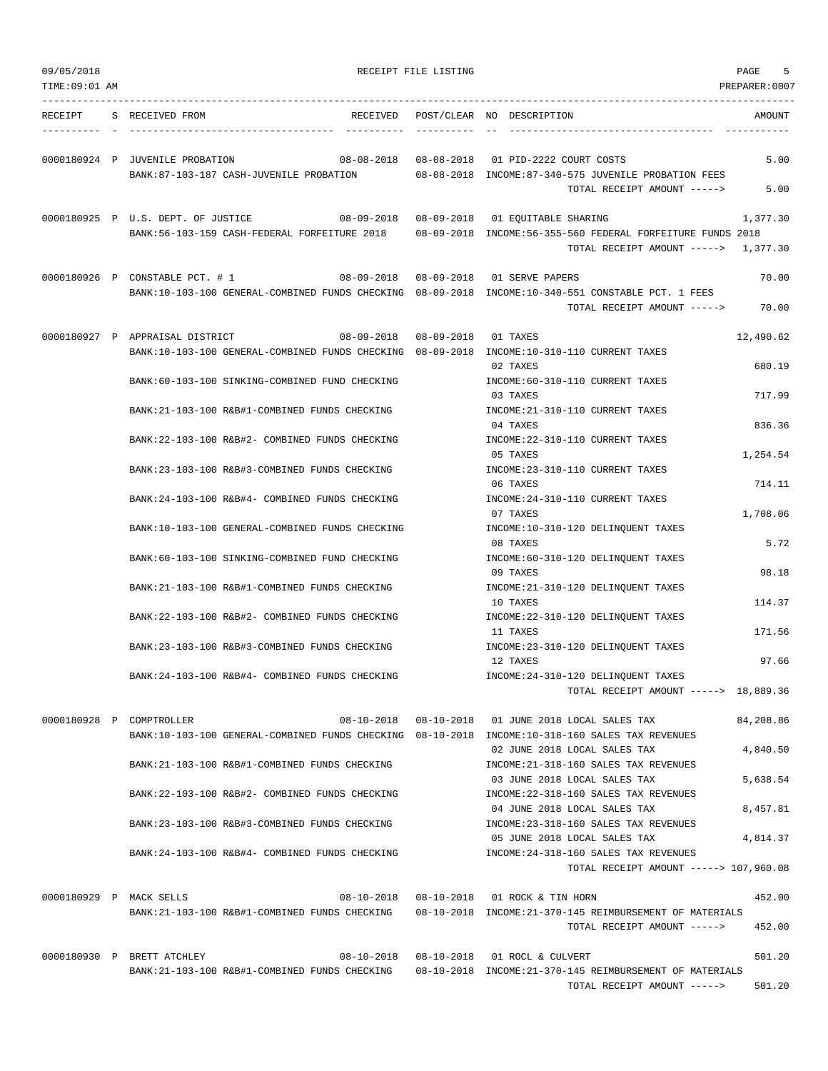RECEIPT FILE LISTING

TIME:09:01 AM — PREPARER:0007

| RECEIPT | S | RECEIVED FROM | RECEIVED | POST/CLEAR | NO | DESCRIPTION | AMOUNT |
|---|---|---|---|---|---|---|---|
| 0000180924 | P | JUVENILE PROBATION | 08-08-2018 | 08-08-2018 | 01 | PID-2222 COURT COSTS | 5.00 |
| | | BANK:87-103-187 CASH-JUVENILE PROBATION | | 08-08-2018 | | INCOME:87-340-575 JUVENILE PROBATION FEES | |
| | | | | | | TOTAL RECEIPT AMOUNT -----> | 5.00 |
| 0000180925 | P | U.S. DEPT. OF JUSTICE | 08-09-2018 | 08-09-2018 | 01 | EQUITABLE SHARING | 1,377.30 |
| | | BANK:56-103-159 CASH-FEDERAL FORFEITURE 2018 | | 08-09-2018 | | INCOME:56-355-560 FEDERAL FORFEITURE FUNDS 2018 | |
| | | | | | | TOTAL RECEIPT AMOUNT -----> | 1,377.30 |
| 0000180926 | P | CONSTABLE PCT. # 1 | 08-09-2018 | 08-09-2018 | 01 | SERVE PAPERS | 70.00 |
| | | BANK:10-103-100 GENERAL-COMBINED FUNDS CHECKING | | 08-09-2018 | | INCOME:10-340-551 CONSTABLE PCT. 1 FEES | |
| | | | | | | TOTAL RECEIPT AMOUNT -----> | 70.00 |
| 0000180927 | P | APPRAISAL DISTRICT | 08-09-2018 | 08-09-2018 | 01 | TAXES | 12,490.62 |
| | | BANK:10-103-100 GENERAL-COMBINED FUNDS CHECKING | | 08-09-2018 | | INCOME:10-310-110 CURRENT TAXES | |
| | | | | | 02 | TAXES | 680.19 |
| | | BANK:60-103-100 SINKING-COMBINED FUND CHECKING | | | | INCOME:60-310-110 CURRENT TAXES | |
| | | | | | 03 | TAXES | 717.99 |
| | | BANK:21-103-100 R&B#1-COMBINED FUNDS CHECKING | | | | INCOME:21-310-110 CURRENT TAXES | |
| | | | | | 04 | TAXES | 836.36 |
| | | BANK:22-103-100 R&B#2- COMBINED FUNDS CHECKING | | | | INCOME:22-310-110 CURRENT TAXES | |
| | | | | | 05 | TAXES | 1,254.54 |
| | | BANK:23-103-100 R&B#3-COMBINED FUNDS CHECKING | | | | INCOME:23-310-110 CURRENT TAXES | |
| | | | | | 06 | TAXES | 714.11 |
| | | BANK:24-103-100 R&B#4- COMBINED FUNDS CHECKING | | | | INCOME:24-310-110 CURRENT TAXES | |
| | | | | | 07 | TAXES | 1,708.06 |
| | | BANK:10-103-100 GENERAL-COMBINED FUNDS CHECKING | | | | INCOME:10-310-120 DELINQUENT TAXES | |
| | | | | | 08 | TAXES | 5.72 |
| | | BANK:60-103-100 SINKING-COMBINED FUND CHECKING | | | | INCOME:60-310-120 DELINQUENT TAXES | |
| | | | | | 09 | TAXES | 98.18 |
| | | BANK:21-103-100 R&B#1-COMBINED FUNDS CHECKING | | | | INCOME:21-310-120 DELINQUENT TAXES | |
| | | | | | 10 | TAXES | 114.37 |
| | | BANK:22-103-100 R&B#2- COMBINED FUNDS CHECKING | | | | INCOME:22-310-120 DELINQUENT TAXES | |
| | | | | | 11 | TAXES | 171.56 |
| | | BANK:23-103-100 R&B#3-COMBINED FUNDS CHECKING | | | | INCOME:23-310-120 DELINQUENT TAXES | |
| | | | | | 12 | TAXES | 97.66 |
| | | BANK:24-103-100 R&B#4- COMBINED FUNDS CHECKING | | | | INCOME:24-310-120 DELINQUENT TAXES | |
| | | | | | | TOTAL RECEIPT AMOUNT -----> | 18,889.36 |
| 0000180928 | P | COMPTROLLER | 08-10-2018 | 08-10-2018 | 01 | JUNE 2018 LOCAL SALES TAX | 84,208.86 |
| | | BANK:10-103-100 GENERAL-COMBINED FUNDS CHECKING | | 08-10-2018 | | INCOME:10-318-160 SALES TAX REVENUES | |
| | | | | | 02 | JUNE 2018 LOCAL SALES TAX | 4,840.50 |
| | | BANK:21-103-100 R&B#1-COMBINED FUNDS CHECKING | | | | INCOME:21-318-160 SALES TAX REVENUES | |
| | | | | | 03 | JUNE 2018 LOCAL SALES TAX | 5,638.54 |
| | | BANK:22-103-100 R&B#2- COMBINED FUNDS CHECKING | | | | INCOME:22-318-160 SALES TAX REVENUES | |
| | | | | | 04 | JUNE 2018 LOCAL SALES TAX | 8,457.81 |
| | | BANK:23-103-100 R&B#3-COMBINED FUNDS CHECKING | | | | INCOME:23-318-160 SALES TAX REVENUES | |
| | | | | | 05 | JUNE 2018 LOCAL SALES TAX | 4,814.37 |
| | | BANK:24-103-100 R&B#4- COMBINED FUNDS CHECKING | | | | INCOME:24-318-160 SALES TAX REVENUES | |
| | | | | | | TOTAL RECEIPT AMOUNT -----> | 107,960.08 |
| 0000180929 | P | MACK SELLS | 08-10-2018 | 08-10-2018 | 01 | ROCK & TIN HORN | 452.00 |
| | | BANK:21-103-100 R&B#1-COMBINED FUNDS CHECKING | | 08-10-2018 | | INCOME:21-370-145 REIMBURSEMENT OF MATERIALS | |
| | | | | | | TOTAL RECEIPT AMOUNT -----> | 452.00 |
| 0000180930 | P | BRETT ATCHLEY | 08-10-2018 | 08-10-2018 | 01 | ROCL & CULVERT | 501.20 |
| | | BANK:21-103-100 R&B#1-COMBINED FUNDS CHECKING | | 08-10-2018 | | INCOME:21-370-145 REIMBURSEMENT OF MATERIALS | |
| | | | | | | TOTAL RECEIPT AMOUNT -----> | 501.20 |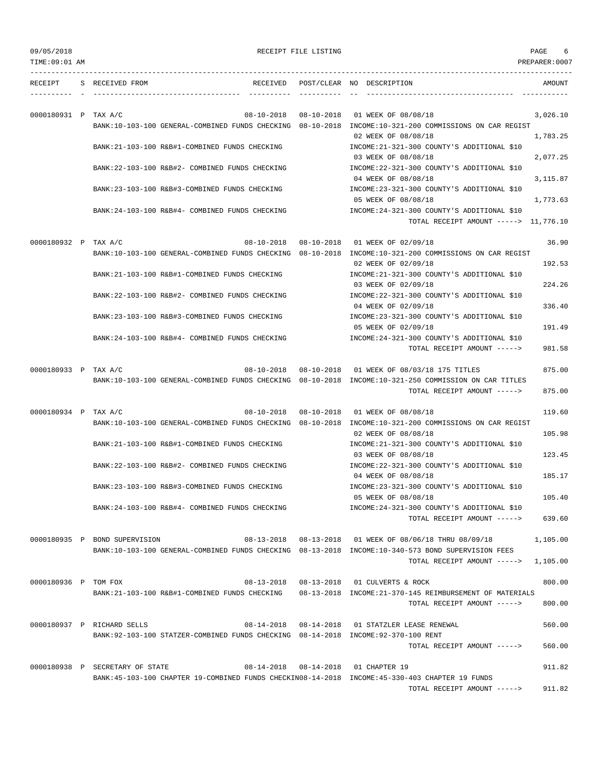09/05/2018 RECEIPT FILE LISTING PAGE 6

TIME:09:01 AM PREPARER:0007

| RECEIPT | S | RECEIVED FROM | RECEIVED | POST/CLEAR | NO | DESCRIPTION | AMOUNT |
|---|---|---|---|---|---|---|---|
| 0000180931 | P | TAX A/C | 08-10-2018 | 08-10-2018 | 01 | WEEK OF 08/08/18 | 3,026.10 |
| | | BANK:10-103-100 GENERAL-COMBINED FUNDS CHECKING | | 08-10-2018 | | INCOME:10-321-200 COMMISSIONS ON CAR REGIST | |
| | | | | | 02 | WEEK OF 08/08/18 | 1,783.25 |
| | | BANK:21-103-100 R&B#1-COMBINED FUNDS CHECKING | | | | INCOME:21-321-300 COUNTY'S ADDITIONAL $10 | |
| | | | | | 03 | WEEK OF 08/08/18 | 2,077.25 |
| | | BANK:22-103-100 R&B#2- COMBINED FUNDS CHECKING | | | | INCOME:22-321-300 COUNTY'S ADDITIONAL $10 | |
| | | | | | 04 | WEEK OF 08/08/18 | 3,115.87 |
| | | BANK:23-103-100 R&B#3-COMBINED FUNDS CHECKING | | | | INCOME:23-321-300 COUNTY'S ADDITIONAL $10 | |
| | | | | | 05 | WEEK OF 08/08/18 | 1,773.63 |
| | | BANK:24-103-100 R&B#4- COMBINED FUNDS CHECKING | | | | INCOME:24-321-300 COUNTY'S ADDITIONAL $10 | |
| | | | | | | TOTAL RECEIPT AMOUNT -----> | 11,776.10 |
| 0000180932 | P | TAX A/C | 08-10-2018 | 08-10-2018 | 01 | WEEK OF 02/09/18 | 36.90 |
| | | BANK:10-103-100 GENERAL-COMBINED FUNDS CHECKING | | 08-10-2018 | | INCOME:10-321-200 COMMISSIONS ON CAR REGIST | |
| | | | | | 02 | WEEK OF 02/09/18 | 192.53 |
| | | BANK:21-103-100 R&B#1-COMBINED FUNDS CHECKING | | | | INCOME:21-321-300 COUNTY'S ADDITIONAL $10 | |
| | | | | | 03 | WEEK OF 02/09/18 | 224.26 |
| | | BANK:22-103-100 R&B#2- COMBINED FUNDS CHECKING | | | | INCOME:22-321-300 COUNTY'S ADDITIONAL $10 | |
| | | | | | 04 | WEEK OF 02/09/18 | 336.40 |
| | | BANK:23-103-100 R&B#3-COMBINED FUNDS CHECKING | | | | INCOME:23-321-300 COUNTY'S ADDITIONAL $10 | |
| | | | | | 05 | WEEK OF 02/09/18 | 191.49 |
| | | BANK:24-103-100 R&B#4- COMBINED FUNDS CHECKING | | | | INCOME:24-321-300 COUNTY'S ADDITIONAL $10 | |
| | | | | | | TOTAL RECEIPT AMOUNT -----> | 981.58 |
| 0000180933 | P | TAX A/C | 08-10-2018 | 08-10-2018 | 01 | WEEK OF 08/03/18 175 TITLES | 875.00 |
| | | BANK:10-103-100 GENERAL-COMBINED FUNDS CHECKING | | 08-10-2018 | | INCOME:10-321-250 COMMISSION ON CAR TITLES | |
| | | | | | | TOTAL RECEIPT AMOUNT -----> | 875.00 |
| 0000180934 | P | TAX A/C | 08-10-2018 | 08-10-2018 | 01 | WEEK OF 08/08/18 | 119.60 |
| | | BANK:10-103-100 GENERAL-COMBINED FUNDS CHECKING | | 08-10-2018 | | INCOME:10-321-200 COMMISSIONS ON CAR REGIST | |
| | | | | | 02 | WEEK OF 08/08/18 | 105.98 |
| | | BANK:21-103-100 R&B#1-COMBINED FUNDS CHECKING | | | | INCOME:21-321-300 COUNTY'S ADDITIONAL $10 | |
| | | | | | 03 | WEEK OF 08/08/18 | 123.45 |
| | | BANK:22-103-100 R&B#2- COMBINED FUNDS CHECKING | | | | INCOME:22-321-300 COUNTY'S ADDITIONAL $10 | |
| | | | | | 04 | WEEK OF 08/08/18 | 185.17 |
| | | BANK:23-103-100 R&B#3-COMBINED FUNDS CHECKING | | | | INCOME:23-321-300 COUNTY'S ADDITIONAL $10 | |
| | | | | | 05 | WEEK OF 08/08/18 | 105.40 |
| | | BANK:24-103-100 R&B#4- COMBINED FUNDS CHECKING | | | | INCOME:24-321-300 COUNTY'S ADDITIONAL $10 | |
| | | | | | | TOTAL RECEIPT AMOUNT -----> | 639.60 |
| 0000180935 | P | BOND SUPERVISION | 08-13-2018 | 08-13-2018 | 01 | WEEK OF 08/06/18 THRU 08/09/18 | 1,105.00 |
| | | BANK:10-103-100 GENERAL-COMBINED FUNDS CHECKING | | 08-13-2018 | | INCOME:10-340-573 BOND SUPERVISION FEES | |
| | | | | | | TOTAL RECEIPT AMOUNT -----> | 1,105.00 |
| 0000180936 | P | TOM FOX | 08-13-2018 | 08-13-2018 | 01 | CULVERTS & ROCK | 800.00 |
| | | BANK:21-103-100 R&B#1-COMBINED FUNDS CHECKING | | 08-13-2018 | | INCOME:21-370-145 REIMBURSEMENT OF MATERIALS | |
| | | | | | | TOTAL RECEIPT AMOUNT -----> | 800.00 |
| 0000180937 | P | RICHARD SELLS | 08-14-2018 | 08-14-2018 | 01 | STATZLER LEASE RENEWAL | 560.00 |
| | | BANK:92-103-100 STATZER-COMBINED FUNDS CHECKING | | 08-14-2018 | | INCOME:92-370-100 RENT | |
| | | | | | | TOTAL RECEIPT AMOUNT -----> | 560.00 |
| 0000180938 | P | SECRETARY OF STATE | 08-14-2018 | 08-14-2018 | 01 | CHAPTER 19 | 911.82 |
| | | BANK:45-103-100 CHAPTER 19-COMBINED FUNDS CHECKIN | | 08-14-2018 | | INCOME:45-330-403 CHAPTER 19 FUNDS | |
| | | | | | | TOTAL RECEIPT AMOUNT -----> | 911.82 |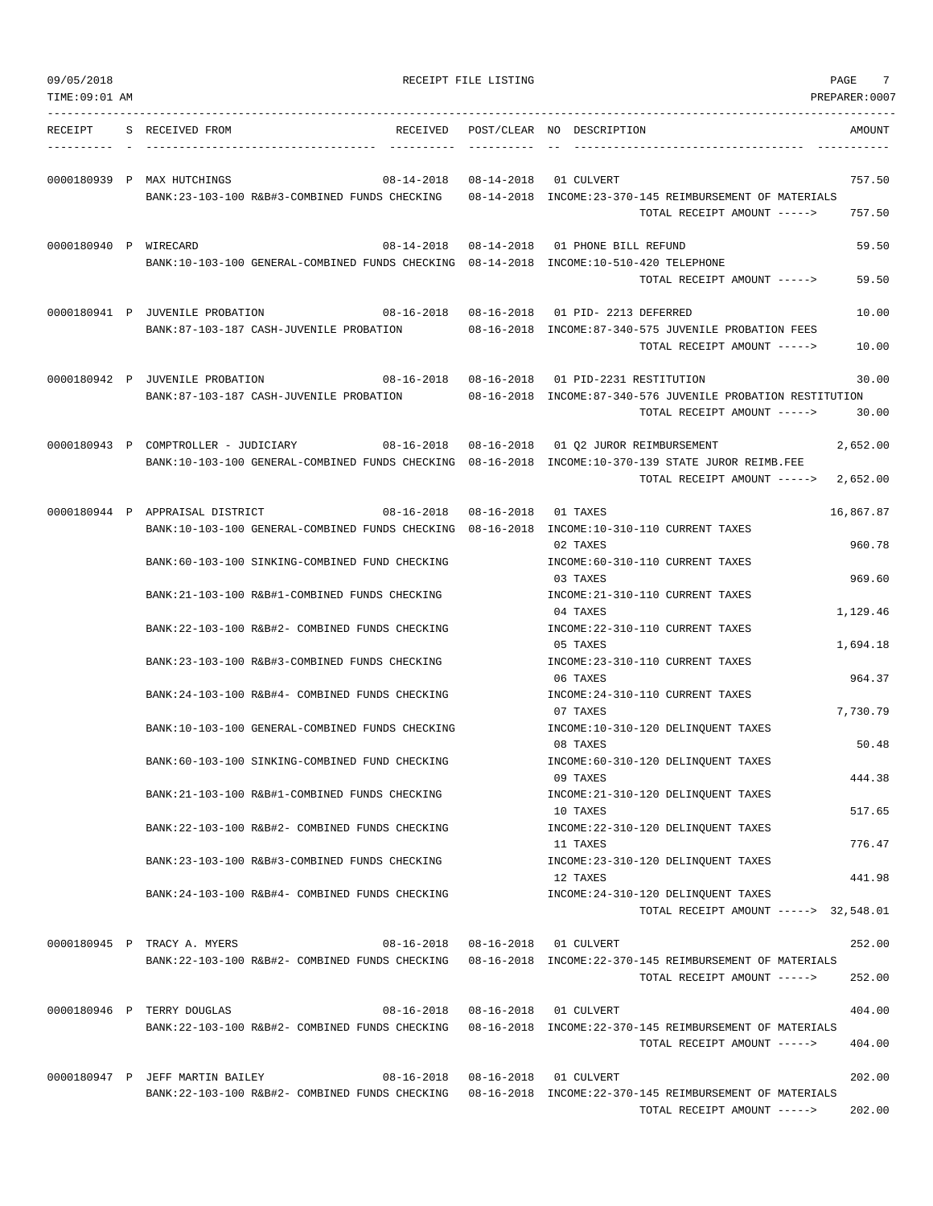| RECEIPT | S | RECEIVED FROM | RECEIVED | POST/CLEAR | NO | DESCRIPTION | AMOUNT |
|---|---|---|---|---|---|---|---|
| 0000180939 | P | MAX HUTCHINGS | 08-14-2018 | 08-14-2018 | 01 | CULVERT | 757.50 |
| | | BANK:23-103-100 R&B#3-COMBINED FUNDS CHECKING | | 08-14-2018 | | INCOME:23-370-145 REIMBURSEMENT OF MATERIALS | |
| | | | | | | TOTAL RECEIPT AMOUNT -----> | 757.50 |
| 0000180940 | P | WIRECARD | 08-14-2018 | 08-14-2018 | 01 | PHONE BILL REFUND | 59.50 |
| | | BANK:10-103-100 GENERAL-COMBINED FUNDS CHECKING | | 08-14-2018 | | INCOME:10-510-420 TELEPHONE | |
| | | | | | | TOTAL RECEIPT AMOUNT -----> | 59.50 |
| 0000180941 | P | JUVENILE PROBATION | 08-16-2018 | 08-16-2018 | 01 | PID- 2213 DEFERRED | 10.00 |
| | | BANK:87-103-187 CASH-JUVENILE PROBATION | | 08-16-2018 | | INCOME:87-340-575 JUVENILE PROBATION FEES | |
| | | | | | | TOTAL RECEIPT AMOUNT -----> | 10.00 |
| 0000180942 | P | JUVENILE PROBATION | 08-16-2018 | 08-16-2018 | 01 | PID-2231 RESTITUTION | 30.00 |
| | | BANK:87-103-187 CASH-JUVENILE PROBATION | | 08-16-2018 | | INCOME:87-340-576 JUVENILE PROBATION RESTITUTION | |
| | | | | | | TOTAL RECEIPT AMOUNT -----> | 30.00 |
| 0000180943 | P | COMPTROLLER - JUDICIARY | 08-16-2018 | 08-16-2018 | 01 | Q2 JUROR REIMBURSEMENT | 2,652.00 |
| | | BANK:10-103-100 GENERAL-COMBINED FUNDS CHECKING | | 08-16-2018 | | INCOME:10-370-139 STATE JUROR REIMB.FEE | |
| | | | | | | TOTAL RECEIPT AMOUNT -----> | 2,652.00 |
| 0000180944 | P | APPRAISAL DISTRICT | 08-16-2018 | 08-16-2018 | 01 | TAXES | 16,867.87 |
| | | BANK:10-103-100 GENERAL-COMBINED FUNDS CHECKING | | 08-16-2018 | | INCOME:10-310-110 CURRENT TAXES | |
| | | | | | 02 | TAXES | 960.78 |
| | | BANK:60-103-100 SINKING-COMBINED FUND CHECKING | | | | INCOME:60-310-110 CURRENT TAXES | |
| | | | | | 03 | TAXES | 969.60 |
| | | BANK:21-103-100 R&B#1-COMBINED FUNDS CHECKING | | | | INCOME:21-310-110 CURRENT TAXES | |
| | | | | | 04 | TAXES | 1,129.46 |
| | | BANK:22-103-100 R&B#2- COMBINED FUNDS CHECKING | | | | INCOME:22-310-110 CURRENT TAXES | |
| | | | | | 05 | TAXES | 1,694.18 |
| | | BANK:23-103-100 R&B#3-COMBINED FUNDS CHECKING | | | | INCOME:23-310-110 CURRENT TAXES | |
| | | | | | 06 | TAXES | 964.37 |
| | | BANK:24-103-100 R&B#4- COMBINED FUNDS CHECKING | | | | INCOME:24-310-110 CURRENT TAXES | |
| | | | | | 07 | TAXES | 7,730.79 |
| | | BANK:10-103-100 GENERAL-COMBINED FUNDS CHECKING | | | | INCOME:10-310-120 DELINQUENT TAXES | |
| | | | | | 08 | TAXES | 50.48 |
| | | BANK:60-103-100 SINKING-COMBINED FUND CHECKING | | | | INCOME:60-310-120 DELINQUENT TAXES | |
| | | | | | 09 | TAXES | 444.38 |
| | | BANK:21-103-100 R&B#1-COMBINED FUNDS CHECKING | | | | INCOME:21-310-120 DELINQUENT TAXES | |
| | | | | | 10 | TAXES | 517.65 |
| | | BANK:22-103-100 R&B#2- COMBINED FUNDS CHECKING | | | | INCOME:22-310-120 DELINQUENT TAXES | |
| | | | | | 11 | TAXES | 776.47 |
| | | BANK:23-103-100 R&B#3-COMBINED FUNDS CHECKING | | | | INCOME:23-310-120 DELINQUENT TAXES | |
| | | | | | 12 | TAXES | 441.98 |
| | | BANK:24-103-100 R&B#4- COMBINED FUNDS CHECKING | | | | INCOME:24-310-120 DELINQUENT TAXES | |
| | | | | | | TOTAL RECEIPT AMOUNT -----> | 32,548.01 |
| 0000180945 | P | TRACY A. MYERS | 08-16-2018 | 08-16-2018 | 01 | CULVERT | 252.00 |
| | | BANK:22-103-100 R&B#2- COMBINED FUNDS CHECKING | | 08-16-2018 | | INCOME:22-370-145 REIMBURSEMENT OF MATERIALS | |
| | | | | | | TOTAL RECEIPT AMOUNT -----> | 252.00 |
| 0000180946 | P | TERRY DOUGLAS | 08-16-2018 | 08-16-2018 | 01 | CULVERT | 404.00 |
| | | BANK:22-103-100 R&B#2- COMBINED FUNDS CHECKING | | 08-16-2018 | | INCOME:22-370-145 REIMBURSEMENT OF MATERIALS | |
| | | | | | | TOTAL RECEIPT AMOUNT -----> | 404.00 |
| 0000180947 | P | JEFF MARTIN BAILEY | 08-16-2018 | 08-16-2018 | 01 | CULVERT | 202.00 |
| | | BANK:22-103-100 R&B#2- COMBINED FUNDS CHECKING | | 08-16-2018 | | INCOME:22-370-145 REIMBURSEMENT OF MATERIALS | |
| | | | | | | TOTAL RECEIPT AMOUNT -----> | 202.00 |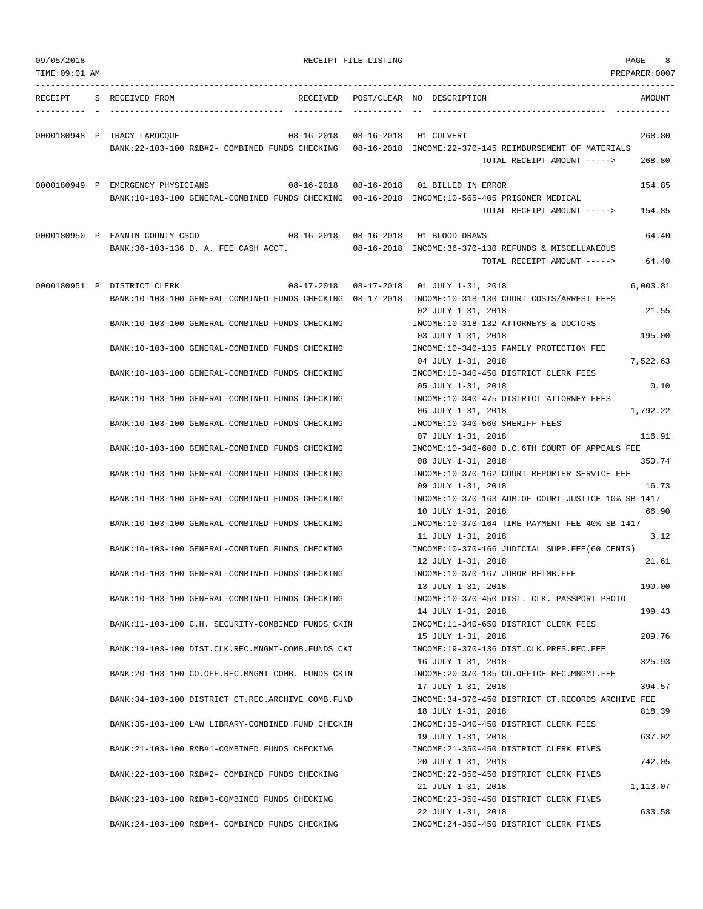| RECEIPT | S | RECEIVED FROM | RECEIVED | POST/CLEAR | NO | DESCRIPTION | AMOUNT |
|---|---|---|---|---|---|---|---|
| 0000180948 | P | TRACY LAROCQUE | 08-16-2018 | 08-16-2018 | 01 | CULVERT | 268.80 |
| | | BANK:22-103-100 R&B#2- COMBINED FUNDS CHECKING | | 08-16-2018 | | INCOME:22-370-145 REIMBURSEMENT OF MATERIALS | |
| | | | | | | TOTAL RECEIPT AMOUNT -----> | 268.80 |
| 0000180949 | P | EMERGENCY PHYSICIANS | 08-16-2018 | 08-16-2018 | 01 | BILLED IN ERROR | 154.85 |
| | | BANK:10-103-100 GENERAL-COMBINED FUNDS CHECKING | | 08-16-2018 | | INCOME:10-565-405 PRISONER MEDICAL | |
| | | | | | | TOTAL RECEIPT AMOUNT -----> | 154.85 |
| 0000180950 | P | FANNIN COUNTY CSCD | 08-16-2018 | 08-16-2018 | 01 | BLOOD DRAWS | 64.40 |
| | | BANK:36-103-136 D. A. FEE CASH ACCT. | | 08-16-2018 | | INCOME:36-370-130 REFUNDS & MISCELLANEOUS | |
| | | | | | | TOTAL RECEIPT AMOUNT -----> | 64.40 |
| 0000180951 | P | DISTRICT CLERK | 08-17-2018 | 08-17-2018 | 01 | JULY 1-31, 2018 | 6,003.81 |
| | | BANK:10-103-100 GENERAL-COMBINED FUNDS CHECKING | | 08-17-2018 | | INCOME:10-318-130 COURT COSTS/ARREST FEES | |
| | | | | | 02 | JULY 1-31, 2018 | 21.55 |
| | | BANK:10-103-100 GENERAL-COMBINED FUNDS CHECKING | | | | INCOME:10-318-132 ATTORNEYS & DOCTORS | |
| | | | | | 03 | JULY 1-31, 2018 | 195.00 |
| | | BANK:10-103-100 GENERAL-COMBINED FUNDS CHECKING | | | | INCOME:10-340-135 FAMILY PROTECTION FEE | |
| | | | | | 04 | JULY 1-31, 2018 | 7,522.63 |
| | | BANK:10-103-100 GENERAL-COMBINED FUNDS CHECKING | | | | INCOME:10-340-450 DISTRICT CLERK FEES | |
| | | | | | 05 | JULY 1-31, 2018 | 0.10 |
| | | BANK:10-103-100 GENERAL-COMBINED FUNDS CHECKING | | | | INCOME:10-340-475 DISTRICT ATTORNEY FEES | |
| | | | | | 06 | JULY 1-31, 2018 | 1,792.22 |
| | | BANK:10-103-100 GENERAL-COMBINED FUNDS CHECKING | | | | INCOME:10-340-560 SHERIFF FEES | |
| | | | | | 07 | JULY 1-31, 2018 | 116.91 |
| | | BANK:10-103-100 GENERAL-COMBINED FUNDS CHECKING | | | | INCOME:10-340-600 D.C.6TH COURT OF APPEALS FEE | |
| | | | | | 08 | JULY 1-31, 2018 | 350.74 |
| | | BANK:10-103-100 GENERAL-COMBINED FUNDS CHECKING | | | | INCOME:10-370-162 COURT REPORTER SERVICE FEE | |
| | | | | | 09 | JULY 1-31, 2018 | 16.73 |
| | | BANK:10-103-100 GENERAL-COMBINED FUNDS CHECKING | | | | INCOME:10-370-163 ADM.OF COURT JUSTICE 10% SB 1417 | |
| | | | | | 10 | JULY 1-31, 2018 | 66.90 |
| | | BANK:10-103-100 GENERAL-COMBINED FUNDS CHECKING | | | | INCOME:10-370-164 TIME PAYMENT FEE 40% SB 1417 | |
| | | | | | 11 | JULY 1-31, 2018 | 3.12 |
| | | BANK:10-103-100 GENERAL-COMBINED FUNDS CHECKING | | | | INCOME:10-370-166 JUDICIAL SUPP.FEE(60 CENTS) | |
| | | | | | 12 | JULY 1-31, 2018 | 21.61 |
| | | BANK:10-103-100 GENERAL-COMBINED FUNDS CHECKING | | | | INCOME:10-370-167 JUROR REIMB.FEE | |
| | | | | | 13 | JULY 1-31, 2018 | 190.00 |
| | | BANK:10-103-100 GENERAL-COMBINED FUNDS CHECKING | | | | INCOME:10-370-450 DIST. CLK. PASSPORT PHOTO | |
| | | | | | 14 | JULY 1-31, 2018 | 199.43 |
| | | BANK:11-103-100 C.H. SECURITY-COMBINED FUNDS CKIN | | | | INCOME:11-340-650 DISTRICT CLERK FEES | |
| | | | | | 15 | JULY 1-31, 2018 | 209.76 |
| | | BANK:19-103-100 DIST.CLK.REC.MNGMT-COMB.FUNDS CKI | | | | INCOME:19-370-136 DIST.CLK.PRES.REC.FEE | |
| | | | | | 16 | JULY 1-31, 2018 | 325.93 |
| | | BANK:20-103-100 CO.OFF.REC.MNGMT-COMB. FUNDS CKIN | | | | INCOME:20-370-135 CO.OFFICE REC.MNGMT.FEE | |
| | | | | | 17 | JULY 1-31, 2018 | 394.57 |
| | | BANK:34-103-100 DISTRICT CT.REC.ARCHIVE COMB.FUND | | | | INCOME:34-370-450 DISTRICT CT.RECORDS ARCHIVE FEE | |
| | | | | | 18 | JULY 1-31, 2018 | 818.39 |
| | | BANK:35-103-100 LAW LIBRARY-COMBINED FUND CHECKIN | | | | INCOME:35-340-450 DISTRICT CLERK FEES | |
| | | | | | 19 | JULY 1-31, 2018 | 637.02 |
| | | BANK:21-103-100 R&B#1-COMBINED FUNDS CHECKING | | | | INCOME:21-350-450 DISTRICT CLERK FINES | |
| | | | | | 20 | JULY 1-31, 2018 | 742.05 |
| | | BANK:22-103-100 R&B#2- COMBINED FUNDS CHECKING | | | | INCOME:22-350-450 DISTRICT CLERK FINES | |
| | | | | | 21 | JULY 1-31, 2018 | 1,113.07 |
| | | BANK:23-103-100 R&B#3-COMBINED FUNDS CHECKING | | | | INCOME:23-350-450 DISTRICT CLERK FINES | |
| | | | | | 22 | JULY 1-31, 2018 | 633.58 |
| | | BANK:24-103-100 R&B#4- COMBINED FUNDS CHECKING | | | | INCOME:24-350-450 DISTRICT CLERK FINES | |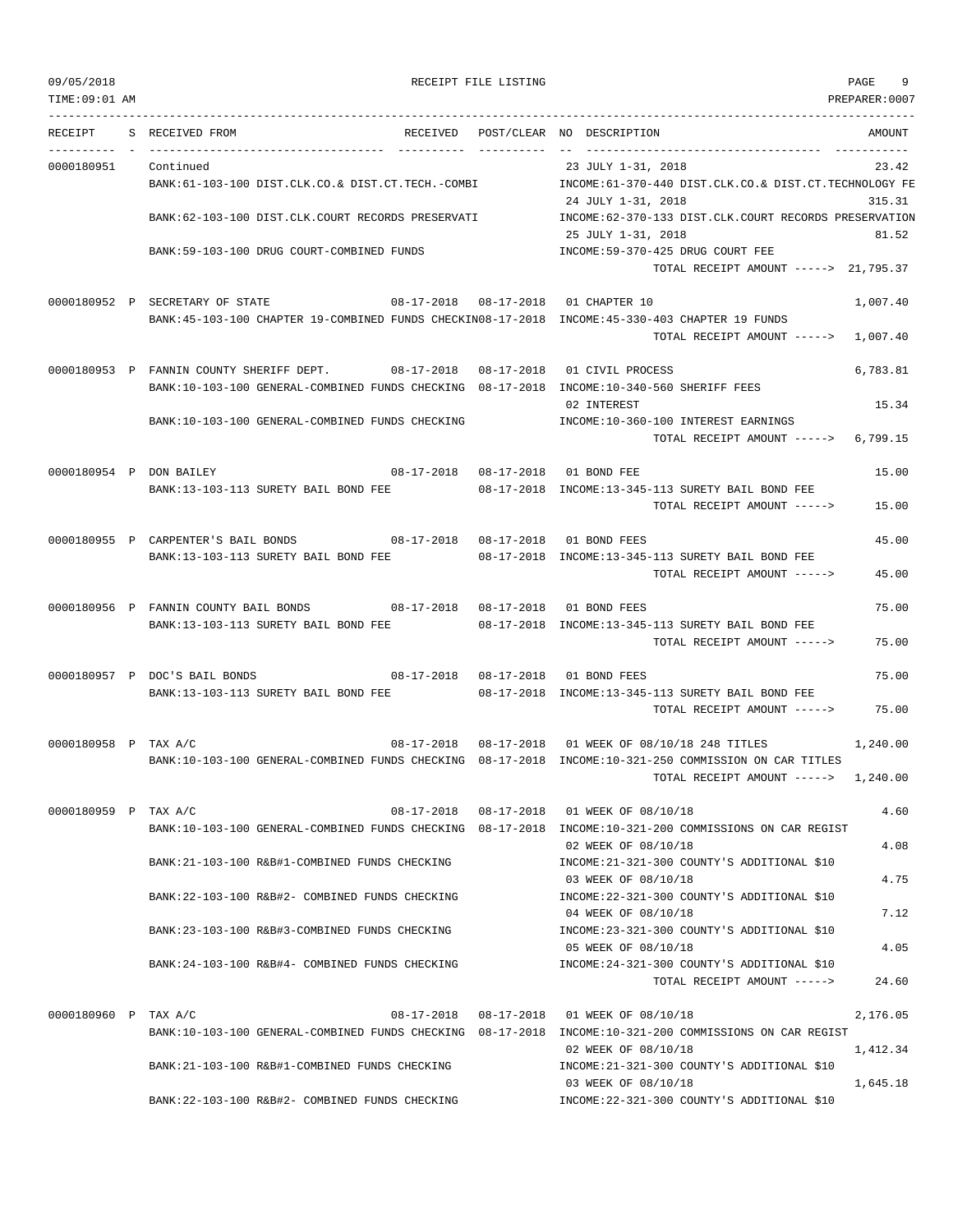| RECEIPT | S | RECEIVED FROM | RECEIVED | POST/CLEAR | NO | DESCRIPTION | AMOUNT |
|---|---|---|---|---|---|---|---|
| 0000180951 | | Continued | | | 23 | JULY 1-31, 2018 | 23.42 |
| | | BANK:61-103-100 DIST.CLK.CO.& DIST.CT.TECH.-COMBI | | | | INCOME:61-370-440 DIST.CLK.CO.& DIST.CT.TECHNOLOGY FE | |
| | | | | | 24 | JULY 1-31, 2018 | 315.31 |
| | | BANK:62-103-100 DIST.CLK.COURT RECORDS PRESERVATI | | | | INCOME:62-370-133 DIST.CLK.COURT RECORDS PRESERVATION | |
| | | | | | 25 | JULY 1-31, 2018 | 81.52 |
| | | BANK:59-103-100 DRUG COURT-COMBINED FUNDS | | | | INCOME:59-370-425 DRUG COURT FEE | |
| | | | | | | TOTAL RECEIPT AMOUNT -----> | 21,795.37 |
| 0000180952 | P | SECRETARY OF STATE | 08-17-2018 | 08-17-2018 | 01 | CHAPTER 10 | 1,007.40 |
| | | BANK:45-103-100 CHAPTER 19-COMBINED FUNDS CHECKIN | | 08-17-2018 | | INCOME:45-330-403 CHAPTER 19 FUNDS | |
| | | | | | | TOTAL RECEIPT AMOUNT -----> | 1,007.40 |
| 0000180953 | P | FANNIN COUNTY SHERIFF DEPT. | 08-17-2018 | 08-17-2018 | 01 | CIVIL PROCESS | 6,783.81 |
| | | BANK:10-103-100 GENERAL-COMBINED FUNDS CHECKING | | 08-17-2018 | | INCOME:10-340-560 SHERIFF FEES | |
| | | | | | 02 | INTEREST | 15.34 |
| | | BANK:10-103-100 GENERAL-COMBINED FUNDS CHECKING | | | | INCOME:10-360-100 INTEREST EARNINGS | |
| | | | | | | TOTAL RECEIPT AMOUNT -----> | 6,799.15 |
| 0000180954 | P | DON BAILEY | 08-17-2018 | 08-17-2018 | 01 | BOND FEE | 15.00 |
| | | BANK:13-103-113 SURETY BAIL BOND FEE | | 08-17-2018 | | INCOME:13-345-113 SURETY BAIL BOND FEE | |
| | | | | | | TOTAL RECEIPT AMOUNT -----> | 15.00 |
| 0000180955 | P | CARPENTER'S BAIL BONDS | 08-17-2018 | 08-17-2018 | 01 | BOND FEES | 45.00 |
| | | BANK:13-103-113 SURETY BAIL BOND FEE | | 08-17-2018 | | INCOME:13-345-113 SURETY BAIL BOND FEE | |
| | | | | | | TOTAL RECEIPT AMOUNT -----> | 45.00 |
| 0000180956 | P | FANNIN COUNTY BAIL BONDS | 08-17-2018 | 08-17-2018 | 01 | BOND FEES | 75.00 |
| | | BANK:13-103-113 SURETY BAIL BOND FEE | | 08-17-2018 | | INCOME:13-345-113 SURETY BAIL BOND FEE | |
| | | | | | | TOTAL RECEIPT AMOUNT -----> | 75.00 |
| 0000180957 | P | DOC'S BAIL BONDS | 08-17-2018 | 08-17-2018 | 01 | BOND FEES | 75.00 |
| | | BANK:13-103-113 SURETY BAIL BOND FEE | | 08-17-2018 | | INCOME:13-345-113 SURETY BAIL BOND FEE | |
| | | | | | | TOTAL RECEIPT AMOUNT -----> | 75.00 |
| 0000180958 | P | TAX A/C | 08-17-2018 | 08-17-2018 | 01 | WEEK OF 08/10/18 248 TITLES | 1,240.00 |
| | | BANK:10-103-100 GENERAL-COMBINED FUNDS CHECKING | | 08-17-2018 | | INCOME:10-321-250 COMMISSION ON CAR TITLES | |
| | | | | | | TOTAL RECEIPT AMOUNT -----> | 1,240.00 |
| 0000180959 | P | TAX A/C | 08-17-2018 | 08-17-2018 | 01 | WEEK OF 08/10/18 | 4.60 |
| | | BANK:10-103-100 GENERAL-COMBINED FUNDS CHECKING | | 08-17-2018 | | INCOME:10-321-200 COMMISSIONS ON CAR REGIST | |
| | | | | | 02 | WEEK OF 08/10/18 | 4.08 |
| | | BANK:21-103-100 R&B#1-COMBINED FUNDS CHECKING | | | | INCOME:21-321-300 COUNTY'S ADDITIONAL $10 | |
| | | | | | 03 | WEEK OF 08/10/18 | 4.75 |
| | | BANK:22-103-100 R&B#2- COMBINED FUNDS CHECKING | | | | INCOME:22-321-300 COUNTY'S ADDITIONAL $10 | |
| | | | | | 04 | WEEK OF 08/10/18 | 7.12 |
| | | BANK:23-103-100 R&B#3-COMBINED FUNDS CHECKING | | | | INCOME:23-321-300 COUNTY'S ADDITIONAL $10 | |
| | | | | | 05 | WEEK OF 08/10/18 | 4.05 |
| | | BANK:24-103-100 R&B#4- COMBINED FUNDS CHECKING | | | | INCOME:24-321-300 COUNTY'S ADDITIONAL $10 | |
| | | | | | | TOTAL RECEIPT AMOUNT -----> | 24.60 |
| 0000180960 | P | TAX A/C | 08-17-2018 | 08-17-2018 | 01 | WEEK OF 08/10/18 | 2,176.05 |
| | | BANK:10-103-100 GENERAL-COMBINED FUNDS CHECKING | | 08-17-2018 | | INCOME:10-321-200 COMMISSIONS ON CAR REGIST | |
| | | | | | 02 | WEEK OF 08/10/18 | 1,412.34 |
| | | BANK:21-103-100 R&B#1-COMBINED FUNDS CHECKING | | | | INCOME:21-321-300 COUNTY'S ADDITIONAL $10 | |
| | | | | | 03 | WEEK OF 08/10/18 | 1,645.18 |
| | | BANK:22-103-100 R&B#2- COMBINED FUNDS CHECKING | | | | INCOME:22-321-300 COUNTY'S ADDITIONAL $10 | |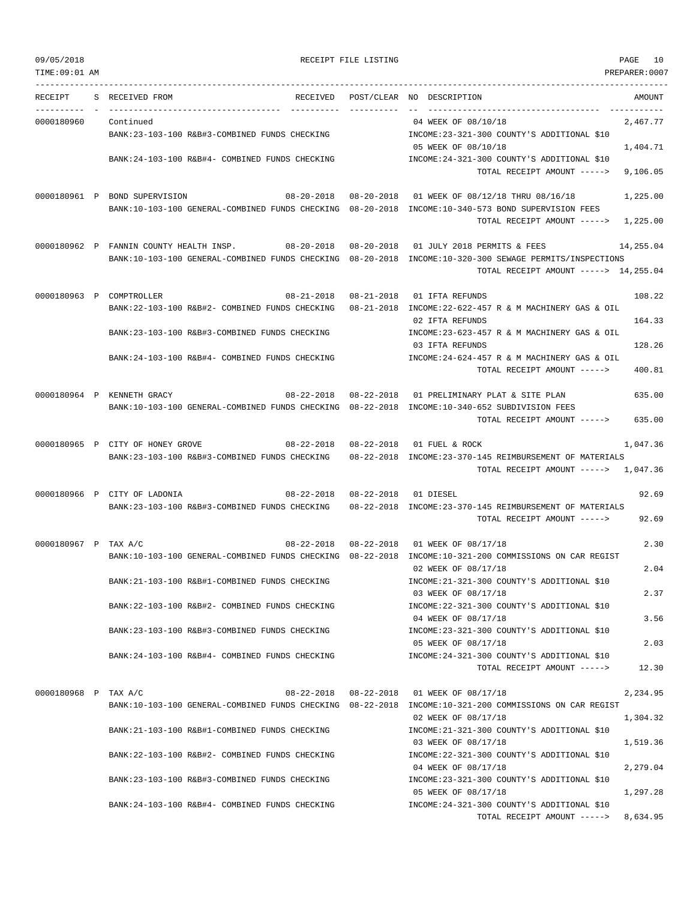| RECEIPT | S | RECEIVED FROM | RECEIVED | POST/CLEAR | NO | DESCRIPTION | AMOUNT |
|---|---|---|---|---|---|---|---|
| 0000180960 | | Continued | | | 04 | WEEK OF 08/10/18 | 2,467.77 |
| | | BANK:23-103-100 R&B#3-COMBINED FUNDS CHECKING | | | | INCOME:23-321-300 COUNTY'S ADDITIONAL $10 | |
| | | | | | 05 | WEEK OF 08/10/18 | 1,404.71 |
| | | BANK:24-103-100 R&B#4- COMBINED FUNDS CHECKING | | | | INCOME:24-321-300 COUNTY'S ADDITIONAL $10 | |
| | | | | | | TOTAL RECEIPT AMOUNT -----> | 9,106.05 |
| 0000180961 | P | BOND SUPERVISION | 08-20-2018 | 08-20-2018 | 01 | WEEK OF 08/12/18 THRU 08/16/18 | 1,225.00 |
| | | BANK:10-103-100 GENERAL-COMBINED FUNDS CHECKING | | 08-20-2018 | | INCOME:10-340-573 BOND SUPERVISION FEES | |
| | | | | | | TOTAL RECEIPT AMOUNT -----> | 1,225.00 |
| 0000180962 | P | FANNIN COUNTY HEALTH INSP. | 08-20-2018 | 08-20-2018 | 01 | JULY 2018 PERMITS & FEES | 14,255.04 |
| | | BANK:10-103-100 GENERAL-COMBINED FUNDS CHECKING | | 08-20-2018 | | INCOME:10-320-300 SEWAGE PERMITS/INSPECTIONS | |
| | | | | | | TOTAL RECEIPT AMOUNT -----> | 14,255.04 |
| 0000180963 | P | COMPTROLLER | 08-21-2018 | 08-21-2018 | 01 | IFTA REFUNDS | 108.22 |
| | | BANK:22-103-100 R&B#2- COMBINED FUNDS CHECKING | | 08-21-2018 | | INCOME:22-622-457 R & M MACHINERY GAS & OIL | |
| | | | | | 02 | IFTA REFUNDS | 164.33 |
| | | BANK:23-103-100 R&B#3-COMBINED FUNDS CHECKING | | | | INCOME:23-623-457 R & M MACHINERY GAS & OIL | |
| | | | | | 03 | IFTA REFUNDS | 128.26 |
| | | BANK:24-103-100 R&B#4- COMBINED FUNDS CHECKING | | | | INCOME:24-624-457 R & M MACHINERY GAS & OIL | |
| | | | | | | TOTAL RECEIPT AMOUNT -----> | 400.81 |
| 0000180964 | P | KENNETH GRACY | 08-22-2018 | 08-22-2018 | 01 | PRELIMINARY PLAT & SITE PLAN | 635.00 |
| | | BANK:10-103-100 GENERAL-COMBINED FUNDS CHECKING | | 08-22-2018 | | INCOME:10-340-652 SUBDIVISION FEES | |
| | | | | | | TOTAL RECEIPT AMOUNT -----> | 635.00 |
| 0000180965 | P | CITY OF HONEY GROVE | 08-22-2018 | 08-22-2018 | 01 | FUEL & ROCK | 1,047.36 |
| | | BANK:23-103-100 R&B#3-COMBINED FUNDS CHECKING | | 08-22-2018 | | INCOME:23-370-145 REIMBURSEMENT OF MATERIALS | |
| | | | | | | TOTAL RECEIPT AMOUNT -----> | 1,047.36 |
| 0000180966 | P | CITY OF LADONIA | 08-22-2018 | 08-22-2018 | 01 | DIESEL | 92.69 |
| | | BANK:23-103-100 R&B#3-COMBINED FUNDS CHECKING | | 08-22-2018 | | INCOME:23-370-145 REIMBURSEMENT OF MATERIALS | |
| | | | | | | TOTAL RECEIPT AMOUNT -----> | 92.69 |
| 0000180967 | P | TAX A/C | 08-22-2018 | 08-22-2018 | 01 | WEEK OF 08/17/18 | 2.30 |
| | | BANK:10-103-100 GENERAL-COMBINED FUNDS CHECKING | | 08-22-2018 | | INCOME:10-321-200 COMMISSIONS ON CAR REGIST | |
| | | | | | 02 | WEEK OF 08/17/18 | 2.04 |
| | | BANK:21-103-100 R&B#1-COMBINED FUNDS CHECKING | | | | INCOME:21-321-300 COUNTY'S ADDITIONAL $10 | |
| | | | | | 03 | WEEK OF 08/17/18 | 2.37 |
| | | BANK:22-103-100 R&B#2- COMBINED FUNDS CHECKING | | | | INCOME:22-321-300 COUNTY'S ADDITIONAL $10 | |
| | | | | | 04 | WEEK OF 08/17/18 | 3.56 |
| | | BANK:23-103-100 R&B#3-COMBINED FUNDS CHECKING | | | | INCOME:23-321-300 COUNTY'S ADDITIONAL $10 | |
| | | | | | 05 | WEEK OF 08/17/18 | 2.03 |
| | | BANK:24-103-100 R&B#4- COMBINED FUNDS CHECKING | | | | INCOME:24-321-300 COUNTY'S ADDITIONAL $10 | |
| | | | | | | TOTAL RECEIPT AMOUNT -----> | 12.30 |
| 0000180968 | P | TAX A/C | 08-22-2018 | 08-22-2018 | 01 | WEEK OF 08/17/18 | 2,234.95 |
| | | BANK:10-103-100 GENERAL-COMBINED FUNDS CHECKING | | 08-22-2018 | | INCOME:10-321-200 COMMISSIONS ON CAR REGIST | |
| | | | | | 02 | WEEK OF 08/17/18 | 1,304.32 |
| | | BANK:21-103-100 R&B#1-COMBINED FUNDS CHECKING | | | | INCOME:21-321-300 COUNTY'S ADDITIONAL $10 | |
| | | | | | 03 | WEEK OF 08/17/18 | 1,519.36 |
| | | BANK:22-103-100 R&B#2- COMBINED FUNDS CHECKING | | | | INCOME:22-321-300 COUNTY'S ADDITIONAL $10 | |
| | | | | | 04 | WEEK OF 08/17/18 | 2,279.04 |
| | | BANK:23-103-100 R&B#3-COMBINED FUNDS CHECKING | | | | INCOME:23-321-300 COUNTY'S ADDITIONAL $10 | |
| | | | | | 05 | WEEK OF 08/17/18 | 1,297.28 |
| | | BANK:24-103-100 R&B#4- COMBINED FUNDS CHECKING | | | | INCOME:24-321-300 COUNTY'S ADDITIONAL $10 | |
| | | | | | | TOTAL RECEIPT AMOUNT -----> | 8,634.95 |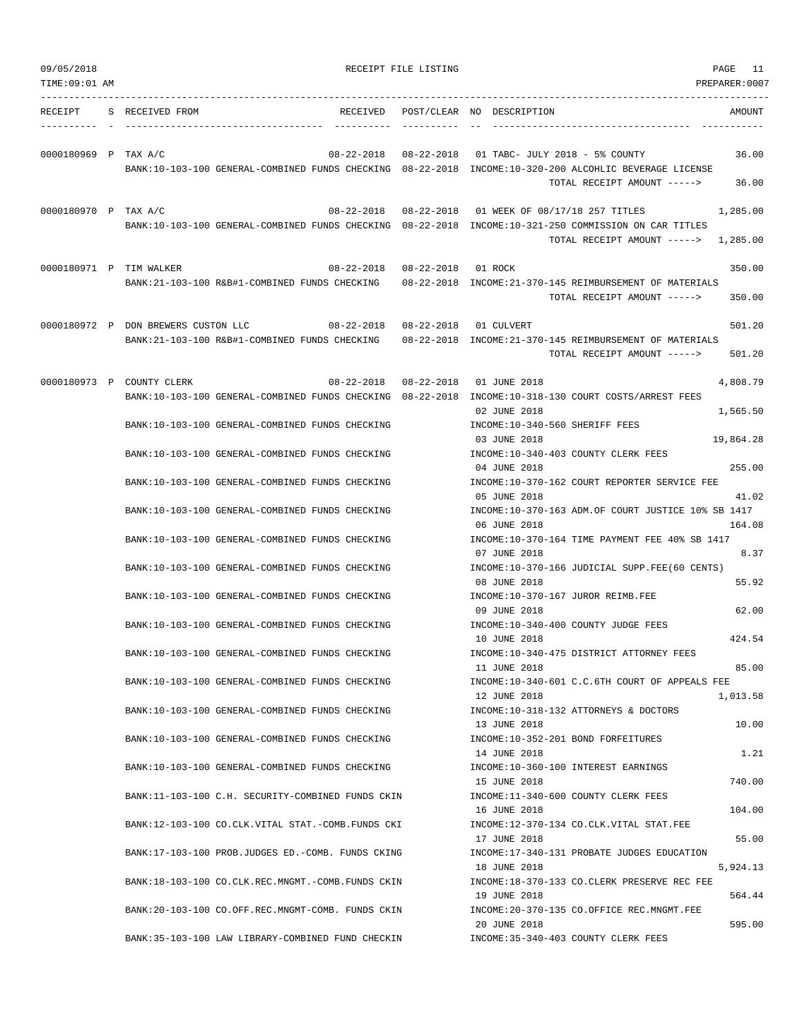RECEIPT FILE LISTING

| RECEIPT | S | RECEIVED FROM | RECEIVED | POST/CLEAR | NO | DESCRIPTION | AMOUNT |
|---|---|---|---|---|---|---|---|
| 0000180969 | P | TAX A/C | 08-22-2018 | 08-22-2018 | 01 | TABC- JULY 2018 - 5% COUNTY | 36.00 |
| | | BANK:10-103-100 GENERAL-COMBINED FUNDS CHECKING | | 08-22-2018 | | INCOME:10-320-200 ALCOHLIC BEVERAGE LICENSE | |
| | | | | | | TOTAL RECEIPT AMOUNT -----> | 36.00 |
| 0000180970 | P | TAX A/C | 08-22-2018 | 08-22-2018 | 01 | WEEK OF 08/17/18 257 TITLES | 1,285.00 |
| | | BANK:10-103-100 GENERAL-COMBINED FUNDS CHECKING | | 08-22-2018 | | INCOME:10-321-250 COMMISSION ON CAR TITLES | |
| | | | | | | TOTAL RECEIPT AMOUNT -----> | 1,285.00 |
| 0000180971 | P | TIM WALKER | 08-22-2018 | 08-22-2018 | 01 | ROCK | 350.00 |
| | | BANK:21-103-100 R&B#1-COMBINED FUNDS CHECKING | | 08-22-2018 | | INCOME:21-370-145 REIMBURSEMENT OF MATERIALS | |
| | | | | | | TOTAL RECEIPT AMOUNT -----> | 350.00 |
| 0000180972 | P | DON BREWERS CUSTON LLC | 08-22-2018 | 08-22-2018 | 01 | CULVERT | 501.20 |
| | | BANK:21-103-100 R&B#1-COMBINED FUNDS CHECKING | | 08-22-2018 | | INCOME:21-370-145 REIMBURSEMENT OF MATERIALS | |
| | | | | | | TOTAL RECEIPT AMOUNT -----> | 501.20 |
| 0000180973 | P | COUNTY CLERK | 08-22-2018 | 08-22-2018 | 01 | JUNE 2018 | 4,808.79 |
| | | BANK:10-103-100 GENERAL-COMBINED FUNDS CHECKING | | 08-22-2018 | | INCOME:10-318-130 COURT COSTS/ARREST FEES | |
| | | | | | 02 | JUNE 2018 | 1,565.50 |
| | | BANK:10-103-100 GENERAL-COMBINED FUNDS CHECKING | | | | INCOME:10-340-560 SHERIFF FEES | |
| | | | | | 03 | JUNE 2018 | 19,864.28 |
| | | BANK:10-103-100 GENERAL-COMBINED FUNDS CHECKING | | | | INCOME:10-340-403 COUNTY CLERK FEES | |
| | | | | | 04 | JUNE 2018 | 255.00 |
| | | BANK:10-103-100 GENERAL-COMBINED FUNDS CHECKING | | | | INCOME:10-370-162 COURT REPORTER SERVICE FEE | |
| | | | | | 05 | JUNE 2018 | 41.02 |
| | | BANK:10-103-100 GENERAL-COMBINED FUNDS CHECKING | | | | INCOME:10-370-163 ADM.OF COURT JUSTICE 10% SB 1417 | |
| | | | | | 06 | JUNE 2018 | 164.08 |
| | | BANK:10-103-100 GENERAL-COMBINED FUNDS CHECKING | | | | INCOME:10-370-164 TIME PAYMENT FEE 40% SB 1417 | |
| | | | | | 07 | JUNE 2018 | 8.37 |
| | | BANK:10-103-100 GENERAL-COMBINED FUNDS CHECKING | | | | INCOME:10-370-166 JUDICIAL SUPP.FEE(60 CENTS) | |
| | | | | | 08 | JUNE 2018 | 55.92 |
| | | BANK:10-103-100 GENERAL-COMBINED FUNDS CHECKING | | | | INCOME:10-370-167 JUROR REIMB.FEE | |
| | | | | | 09 | JUNE 2018 | 62.00 |
| | | BANK:10-103-100 GENERAL-COMBINED FUNDS CHECKING | | | | INCOME:10-340-400 COUNTY JUDGE FEES | |
| | | | | | 10 | JUNE 2018 | 424.54 |
| | | BANK:10-103-100 GENERAL-COMBINED FUNDS CHECKING | | | | INCOME:10-340-475 DISTRICT ATTORNEY FEES | |
| | | | | | 11 | JUNE 2018 | 85.00 |
| | | BANK:10-103-100 GENERAL-COMBINED FUNDS CHECKING | | | | INCOME:10-340-601 C.C.6TH COURT OF APPEALS FEE | |
| | | | | | 12 | JUNE 2018 | 1,013.58 |
| | | BANK:10-103-100 GENERAL-COMBINED FUNDS CHECKING | | | | INCOME:10-318-132 ATTORNEYS & DOCTORS | |
| | | | | | 13 | JUNE 2018 | 10.00 |
| | | BANK:10-103-100 GENERAL-COMBINED FUNDS CHECKING | | | | INCOME:10-352-201 BOND FORFEITURES | |
| | | | | | 14 | JUNE 2018 | 1.21 |
| | | BANK:10-103-100 GENERAL-COMBINED FUNDS CHECKING | | | | INCOME:10-360-100 INTEREST EARNINGS | |
| | | | | | 15 | JUNE 2018 | 740.00 |
| | | BANK:11-103-100 C.H. SECURITY-COMBINED FUNDS CKIN | | | | INCOME:11-340-600 COUNTY CLERK FEES | |
| | | | | | 16 | JUNE 2018 | 104.00 |
| | | BANK:12-103-100 CO.CLK.VITAL STAT.-COMB.FUNDS CKI | | | | INCOME:12-370-134 CO.CLK.VITAL STAT.FEE | |
| | | | | | 17 | JUNE 2018 | 55.00 |
| | | BANK:17-103-100 PROB.JUDGES ED.-COMB. FUNDS CKING | | | | INCOME:17-340-131 PROBATE JUDGES EDUCATION | |
| | | | | | 18 | JUNE 2018 | 5,924.13 |
| | | BANK:18-103-100 CO.CLK.REC.MNGMT.-COMB.FUNDS CKIN | | | | INCOME:18-370-133 CO.CLERK PRESERVE REC FEE | |
| | | | | | 19 | JUNE 2018 | 564.44 |
| | | BANK:20-103-100 CO.OFF.REC.MNGMT-COMB. FUNDS CKIN | | | | INCOME:20-370-135 CO.OFFICE REC.MNGMT.FEE | |
| | | | | | 20 | JUNE 2018 | 595.00 |
| | | BANK:35-103-100 LAW LIBRARY-COMBINED FUND CHECKIN | | | | INCOME:35-340-403 COUNTY CLERK FEES | |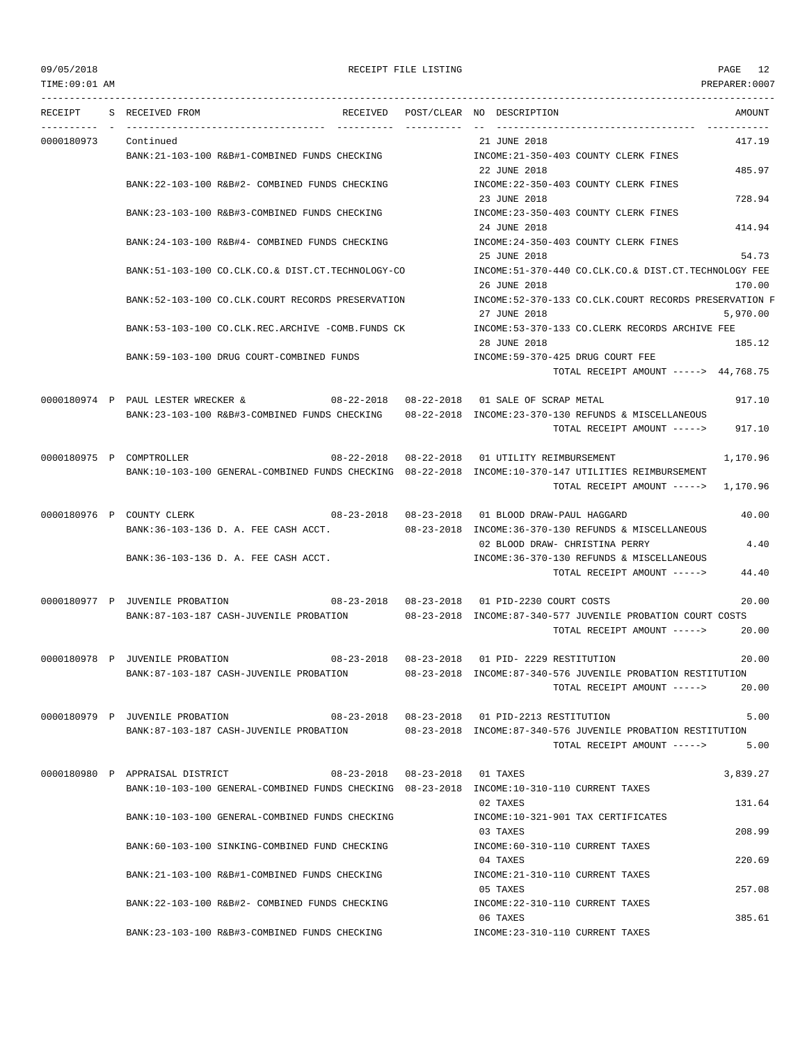| RECEIPT | S | RECEIVED FROM | RECEIVED | POST/CLEAR | NO | DESCRIPTION | AMOUNT |
|---|---|---|---|---|---|---|---|
| 0000180973 | | Continued | | | | 21 JUNE 2018 | 417.19 |
| | | BANK:21-103-100 R&B#1-COMBINED FUNDS CHECKING | | | | INCOME:21-350-403 COUNTY CLERK FINES | |
| | | | | | | 22 JUNE 2018 | 485.97 |
| | | BANK:22-103-100 R&B#2- COMBINED FUNDS CHECKING | | | | INCOME:22-350-403 COUNTY CLERK FINES | |
| | | | | | | 23 JUNE 2018 | 728.94 |
| | | BANK:23-103-100 R&B#3-COMBINED FUNDS CHECKING | | | | INCOME:23-350-403 COUNTY CLERK FINES | |
| | | | | | | 24 JUNE 2018 | 414.94 |
| | | BANK:24-103-100 R&B#4- COMBINED FUNDS CHECKING | | | | INCOME:24-350-403 COUNTY CLERK FINES | |
| | | | | | | 25 JUNE 2018 | 54.73 |
| | | BANK:51-103-100 CO.CLK.CO.& DIST.CT.TECHNOLOGY-CO | | | | INCOME:51-370-440 CO.CLK.CO.& DIST.CT.TECHNOLOGY FEE | |
| | | | | | | 26 JUNE 2018 | 170.00 |
| | | BANK:52-103-100 CO.CLK.COURT RECORDS PRESERVATION | | | | INCOME:52-370-133 CO.CLK.COURT RECORDS PRESERVATION F | |
| | | | | | | 27 JUNE 2018 | 5,970.00 |
| | | BANK:53-103-100 CO.CLK.REC.ARCHIVE -COMB.FUNDS CK | | | | INCOME:53-370-133 CO.CLERK RECORDS ARCHIVE FEE | |
| | | | | | | 28 JUNE 2018 | 185.12 |
| | | BANK:59-103-100 DRUG COURT-COMBINED FUNDS | | | | INCOME:59-370-425 DRUG COURT FEE | |
| | | | | | | TOTAL RECEIPT AMOUNT -----> | 44,768.75 |
| 0000180974 | P | PAUL LESTER WRECKER & | 08-22-2018 | 08-22-2018 | 01 | SALE OF SCRAP METAL | 917.10 |
| | | BANK:23-103-100 R&B#3-COMBINED FUNDS CHECKING | | 08-22-2018 | | INCOME:23-370-130 REFUNDS & MISCELLANEOUS | |
| | | | | | | TOTAL RECEIPT AMOUNT -----> | 917.10 |
| 0000180975 | P | COMPTROLLER | 08-22-2018 | 08-22-2018 | 01 | UTILITY REIMBURSEMENT | 1,170.96 |
| | | BANK:10-103-100 GENERAL-COMBINED FUNDS CHECKING | | 08-22-2018 | | INCOME:10-370-147 UTILITIES REIMBURSEMENT | |
| | | | | | | TOTAL RECEIPT AMOUNT -----> | 1,170.96 |
| 0000180976 | P | COUNTY CLERK | 08-23-2018 | 08-23-2018 | 01 | BLOOD DRAW-PAUL HAGGARD | 40.00 |
| | | BANK:36-103-136 D. A. FEE CASH ACCT. | | 08-23-2018 | | INCOME:36-370-130 REFUNDS & MISCELLANEOUS | |
| | | | | | 02 | BLOOD DRAW- CHRISTINA PERRY | 4.40 |
| | | BANK:36-103-136 D. A. FEE CASH ACCT. | | | | INCOME:36-370-130 REFUNDS & MISCELLANEOUS | |
| | | | | | | TOTAL RECEIPT AMOUNT -----> | 44.40 |
| 0000180977 | P | JUVENILE PROBATION | 08-23-2018 | 08-23-2018 | 01 | PID-2230 COURT COSTS | 20.00 |
| | | BANK:87-103-187 CASH-JUVENILE PROBATION | | 08-23-2018 | | INCOME:87-340-577 JUVENILE PROBATION COURT COSTS | |
| | | | | | | TOTAL RECEIPT AMOUNT -----> | 20.00 |
| 0000180978 | P | JUVENILE PROBATION | 08-23-2018 | 08-23-2018 | 01 | PID- 2229 RESTITUTION | 20.00 |
| | | BANK:87-103-187 CASH-JUVENILE PROBATION | | 08-23-2018 | | INCOME:87-340-576 JUVENILE PROBATION RESTITUTION | |
| | | | | | | TOTAL RECEIPT AMOUNT -----> | 20.00 |
| 0000180979 | P | JUVENILE PROBATION | 08-23-2018 | 08-23-2018 | 01 | PID-2213 RESTITUTION | 5.00 |
| | | BANK:87-103-187 CASH-JUVENILE PROBATION | | 08-23-2018 | | INCOME:87-340-576 JUVENILE PROBATION RESTITUTION | |
| | | | | | | TOTAL RECEIPT AMOUNT -----> | 5.00 |
| 0000180980 | P | APPRAISAL DISTRICT | 08-23-2018 | 08-23-2018 | 01 | TAXES | 3,839.27 |
| | | BANK:10-103-100 GENERAL-COMBINED FUNDS CHECKING | | 08-23-2018 | | INCOME:10-310-110 CURRENT TAXES | |
| | | | | | 02 | TAXES | 131.64 |
| | | BANK:10-103-100 GENERAL-COMBINED FUNDS CHECKING | | | | INCOME:10-321-901 TAX CERTIFICATES | |
| | | | | | 03 | TAXES | 208.99 |
| | | BANK:60-103-100 SINKING-COMBINED FUND CHECKING | | | | INCOME:60-310-110 CURRENT TAXES | |
| | | | | | 04 | TAXES | 220.69 |
| | | BANK:21-103-100 R&B#1-COMBINED FUNDS CHECKING | | | | INCOME:21-310-110 CURRENT TAXES | |
| | | | | | 05 | TAXES | 257.08 |
| | | BANK:22-103-100 R&B#2- COMBINED FUNDS CHECKING | | | | INCOME:22-310-110 CURRENT TAXES | |
| | | | | | 06 | TAXES | 385.61 |
| | | BANK:23-103-100 R&B#3-COMBINED FUNDS CHECKING | | | | INCOME:23-310-110 CURRENT TAXES | |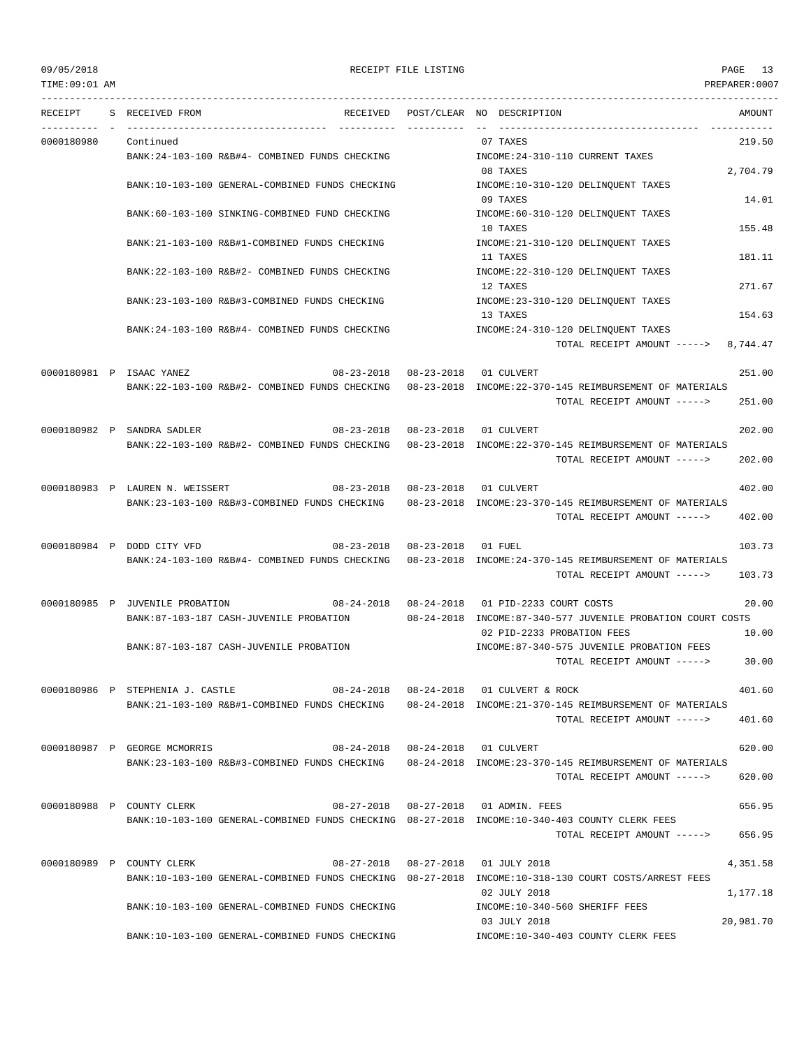RECEIPT FILE LISTING

| RECEIPT | S | RECEIVED FROM | RECEIVED | POST/CLEAR | NO | DESCRIPTION | AMOUNT |
|---|---|---|---|---|---|---|---|
| 0000180980 | | Continued | | | 07 | TAXES | 219.50 |
| | | BANK:24-103-100 R&B#4- COMBINED FUNDS CHECKING | | | | INCOME:24-310-110 CURRENT TAXES | |
| | | | | | 08 | TAXES | 2,704.79 |
| | | BANK:10-103-100 GENERAL-COMBINED FUNDS CHECKING | | | | INCOME:10-310-120 DELINQUENT TAXES | |
| | | | | | 09 | TAXES | 14.01 |
| | | BANK:60-103-100 SINKING-COMBINED FUND CHECKING | | | | INCOME:60-310-120 DELINQUENT TAXES | |
| | | | | | 10 | TAXES | 155.48 |
| | | BANK:21-103-100 R&B#1-COMBINED FUNDS CHECKING | | | | INCOME:21-310-120 DELINQUENT TAXES | |
| | | | | | 11 | TAXES | 181.11 |
| | | BANK:22-103-100 R&B#2- COMBINED FUNDS CHECKING | | | | INCOME:22-310-120 DELINQUENT TAXES | |
| | | | | | 12 | TAXES | 271.67 |
| | | BANK:23-103-100 R&B#3-COMBINED FUNDS CHECKING | | | | INCOME:23-310-120 DELINQUENT TAXES | |
| | | | | | 13 | TAXES | 154.63 |
| | | BANK:24-103-100 R&B#4- COMBINED FUNDS CHECKING | | | | INCOME:24-310-120 DELINQUENT TAXES | |
| | | | | | | TOTAL RECEIPT AMOUNT -----> | 8,744.47 |
| 0000180981 | P | ISAAC YANEZ | 08-23-2018 | 08-23-2018 | 01 | CULVERT | 251.00 |
| | | BANK:22-103-100 R&B#2- COMBINED FUNDS CHECKING | | 08-23-2018 | | INCOME:22-370-145 REIMBURSEMENT OF MATERIALS | |
| | | | | | | TOTAL RECEIPT AMOUNT -----> | 251.00 |
| 0000180982 | P | SANDRA SADLER | 08-23-2018 | 08-23-2018 | 01 | CULVERT | 202.00 |
| | | BANK:22-103-100 R&B#2- COMBINED FUNDS CHECKING | | 08-23-2018 | | INCOME:22-370-145 REIMBURSEMENT OF MATERIALS | |
| | | | | | | TOTAL RECEIPT AMOUNT -----> | 202.00 |
| 0000180983 | P | LAUREN N. WEISSERT | 08-23-2018 | 08-23-2018 | 01 | CULVERT | 402.00 |
| | | BANK:23-103-100 R&B#3-COMBINED FUNDS CHECKING | | 08-23-2018 | | INCOME:23-370-145 REIMBURSEMENT OF MATERIALS | |
| | | | | | | TOTAL RECEIPT AMOUNT -----> | 402.00 |
| 0000180984 | P | DODD CITY VFD | 08-23-2018 | 08-23-2018 | 01 | FUEL | 103.73 |
| | | BANK:24-103-100 R&B#4- COMBINED FUNDS CHECKING | | 08-23-2018 | | INCOME:24-370-145 REIMBURSEMENT OF MATERIALS | |
| | | | | | | TOTAL RECEIPT AMOUNT -----> | 103.73 |
| 0000180985 | P | JUVENILE PROBATION | 08-24-2018 | 08-24-2018 | 01 | PID-2233 COURT COSTS | 20.00 |
| | | BANK:87-103-187 CASH-JUVENILE PROBATION | | 08-24-2018 | | INCOME:87-340-577 JUVENILE PROBATION COURT COSTS | |
| | | | | | 02 | PID-2233 PROBATION FEES | 10.00 |
| | | BANK:87-103-187 CASH-JUVENILE PROBATION | | | | INCOME:87-340-575 JUVENILE PROBATION FEES | |
| | | | | | | TOTAL RECEIPT AMOUNT -----> | 30.00 |
| 0000180986 | P | STEPHENIA J. CASTLE | 08-24-2018 | 08-24-2018 | 01 | CULVERT & ROCK | 401.60 |
| | | BANK:21-103-100 R&B#1-COMBINED FUNDS CHECKING | | 08-24-2018 | | INCOME:21-370-145 REIMBURSEMENT OF MATERIALS | |
| | | | | | | TOTAL RECEIPT AMOUNT -----> | 401.60 |
| 0000180987 | P | GEORGE MCMORRIS | 08-24-2018 | 08-24-2018 | 01 | CULVERT | 620.00 |
| | | BANK:23-103-100 R&B#3-COMBINED FUNDS CHECKING | | 08-24-2018 | | INCOME:23-370-145 REIMBURSEMENT OF MATERIALS | |
| | | | | | | TOTAL RECEIPT AMOUNT -----> | 620.00 |
| 0000180988 | P | COUNTY CLERK | 08-27-2018 | 08-27-2018 | 01 | ADMIN. FEES | 656.95 |
| | | BANK:10-103-100 GENERAL-COMBINED FUNDS CHECKING | | 08-27-2018 | | INCOME:10-340-403 COUNTY CLERK FEES | |
| | | | | | | TOTAL RECEIPT AMOUNT -----> | 656.95 |
| 0000180989 | P | COUNTY CLERK | 08-27-2018 | 08-27-2018 | 01 | JULY 2018 | 4,351.58 |
| | | BANK:10-103-100 GENERAL-COMBINED FUNDS CHECKING | | 08-27-2018 | | INCOME:10-318-130 COURT COSTS/ARREST FEES | |
| | | | | | 02 | JULY 2018 | 1,177.18 |
| | | BANK:10-103-100 GENERAL-COMBINED FUNDS CHECKING | | | | INCOME:10-340-560 SHERIFF FEES | |
| | | | | | 03 | JULY 2018 | 20,981.70 |
| | | BANK:10-103-100 GENERAL-COMBINED FUNDS CHECKING | | | | INCOME:10-340-403 COUNTY CLERK FEES | |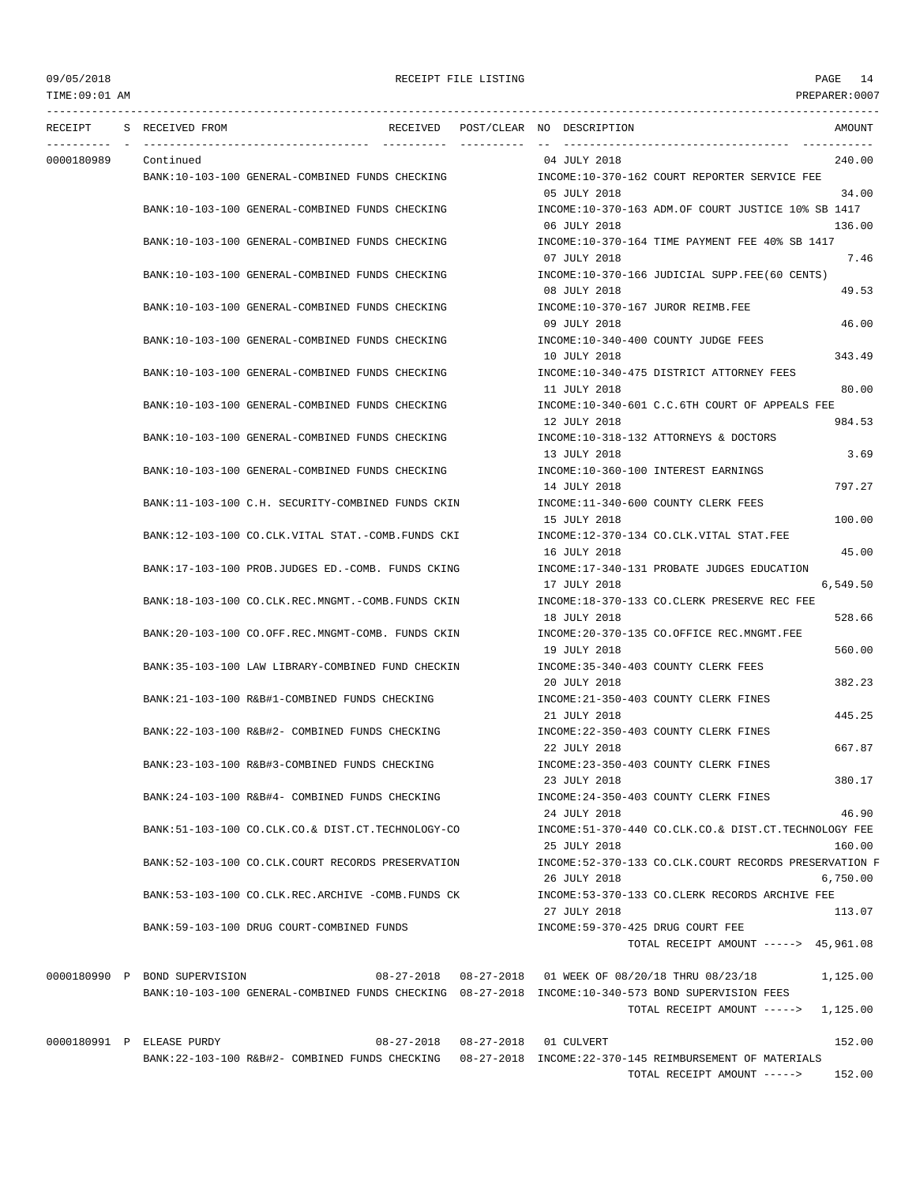| RECEIPT | S | RECEIVED FROM | RECEIVED | POST/CLEAR | NO | DESCRIPTION | AMOUNT |
|---|---|---|---|---|---|---|---|
| 0000180989 | | Continued | | | 04 | JULY 2018 | 240.00 |
| | | BANK:10-103-100 GENERAL-COMBINED FUNDS CHECKING | | | | INCOME:10-370-162 COURT REPORTER SERVICE FEE | |
| | | | | | 05 | JULY 2018 | 34.00 |
| | | BANK:10-103-100 GENERAL-COMBINED FUNDS CHECKING | | | | INCOME:10-370-163 ADM.OF COURT JUSTICE 10% SB 1417 | |
| | | | | | 06 | JULY 2018 | 136.00 |
| | | BANK:10-103-100 GENERAL-COMBINED FUNDS CHECKING | | | | INCOME:10-370-164 TIME PAYMENT FEE 40% SB 1417 | |
| | | | | | 07 | JULY 2018 | 7.46 |
| | | BANK:10-103-100 GENERAL-COMBINED FUNDS CHECKING | | | | INCOME:10-370-166 JUDICIAL SUPP.FEE(60 CENTS) | |
| | | | | | 08 | JULY 2018 | 49.53 |
| | | BANK:10-103-100 GENERAL-COMBINED FUNDS CHECKING | | | | INCOME:10-370-167 JUROR REIMB.FEE | |
| | | | | | 09 | JULY 2018 | 46.00 |
| | | BANK:10-103-100 GENERAL-COMBINED FUNDS CHECKING | | | | INCOME:10-340-400 COUNTY JUDGE FEES | |
| | | | | | 10 | JULY 2018 | 343.49 |
| | | BANK:10-103-100 GENERAL-COMBINED FUNDS CHECKING | | | | INCOME:10-340-475 DISTRICT ATTORNEY FEES | |
| | | | | | 11 | JULY 2018 | 80.00 |
| | | BANK:10-103-100 GENERAL-COMBINED FUNDS CHECKING | | | | INCOME:10-340-601 C.C.6TH COURT OF APPEALS FEE | |
| | | | | | 12 | JULY 2018 | 984.53 |
| | | BANK:10-103-100 GENERAL-COMBINED FUNDS CHECKING | | | | INCOME:10-318-132 ATTORNEYS & DOCTORS | |
| | | | | | 13 | JULY 2018 | 3.69 |
| | | BANK:10-103-100 GENERAL-COMBINED FUNDS CHECKING | | | | INCOME:10-360-100 INTEREST EARNINGS | |
| | | | | | 14 | JULY 2018 | 797.27 |
| | | BANK:11-103-100 C.H. SECURITY-COMBINED FUNDS CKIN | | | | INCOME:11-340-600 COUNTY CLERK FEES | |
| | | | | | 15 | JULY 2018 | 100.00 |
| | | BANK:12-103-100 CO.CLK.VITAL STAT.-COMB.FUNDS CKI | | | | INCOME:12-370-134 CO.CLK.VITAL STAT.FEE | |
| | | | | | 16 | JULY 2018 | 45.00 |
| | | BANK:17-103-100 PROB.JUDGES ED.-COMB. FUNDS CKING | | | | INCOME:17-340-131 PROBATE JUDGES EDUCATION | |
| | | | | | 17 | JULY 2018 | 6,549.50 |
| | | BANK:18-103-100 CO.CLK.REC.MNGMT.-COMB.FUNDS CKIN | | | | INCOME:18-370-133 CO.CLERK PRESERVE REC FEE | |
| | | | | | 18 | JULY 2018 | 528.66 |
| | | BANK:20-103-100 CO.OFF.REC.MNGMT-COMB. FUNDS CKIN | | | | INCOME:20-370-135 CO.OFFICE REC.MNGMT.FEE | |
| | | | | | 19 | JULY 2018 | 560.00 |
| | | BANK:35-103-100 LAW LIBRARY-COMBINED FUND CHECKIN | | | | INCOME:35-340-403 COUNTY CLERK FEES | |
| | | | | | 20 | JULY 2018 | 382.23 |
| | | BANK:21-103-100 R&B#1-COMBINED FUNDS CHECKING | | | | INCOME:21-350-403 COUNTY CLERK FINES | |
| | | | | | 21 | JULY 2018 | 445.25 |
| | | BANK:22-103-100 R&B#2- COMBINED FUNDS CHECKING | | | | INCOME:22-350-403 COUNTY CLERK FINES | |
| | | | | | 22 | JULY 2018 | 667.87 |
| | | BANK:23-103-100 R&B#3-COMBINED FUNDS CHECKING | | | | INCOME:23-350-403 COUNTY CLERK FINES | |
| | | | | | 23 | JULY 2018 | 380.17 |
| | | BANK:24-103-100 R&B#4- COMBINED FUNDS CHECKING | | | | INCOME:24-350-403 COUNTY CLERK FINES | |
| | | | | | 24 | JULY 2018 | 46.90 |
| | | BANK:51-103-100 CO.CLK.CO.& DIST.CT.TECHNOLOGY-CO | | | | INCOME:51-370-440 CO.CLK.CO.& DIST.CT.TECHNOLOGY FEE | |
| | | | | | 25 | JULY 2018 | 160.00 |
| | | BANK:52-103-100 CO.CLK.COURT RECORDS PRESERVATION | | | | INCOME:52-370-133 CO.CLK.COURT RECORDS PRESERVATION F | |
| | | | | | 26 | JULY 2018 | 6,750.00 |
| | | BANK:53-103-100 CO.CLK.REC.ARCHIVE -COMB.FUNDS CK | | | | INCOME:53-370-133 CO.CLERK RECORDS ARCHIVE FEE | |
| | | | | | 27 | JULY 2018 | 113.07 |
| | | BANK:59-103-100 DRUG COURT-COMBINED FUNDS | | | | INCOME:59-370-425 DRUG COURT FEE | |
| | | | | | | TOTAL RECEIPT AMOUNT -----> | 45,961.08 |
| 0000180990 | P | BOND SUPERVISION | 08-27-2018 | 08-27-2018 | 01 | WEEK OF 08/20/18 THRU 08/23/18 | 1,125.00 |
| | | BANK:10-103-100 GENERAL-COMBINED FUNDS CHECKING | | 08-27-2018 | | INCOME:10-340-573 BOND SUPERVISION FEES | |
| | | | | | | TOTAL RECEIPT AMOUNT -----> | 1,125.00 |
| 0000180991 | P | ELEASE PURDY | 08-27-2018 | 08-27-2018 | 01 | CULVERT | 152.00 |
| | | BANK:22-103-100 R&B#2- COMBINED FUNDS CHECKING | | 08-27-2018 | | INCOME:22-370-145 REIMBURSEMENT OF MATERIALS | |
| | | | | | | TOTAL RECEIPT AMOUNT -----> | 152.00 |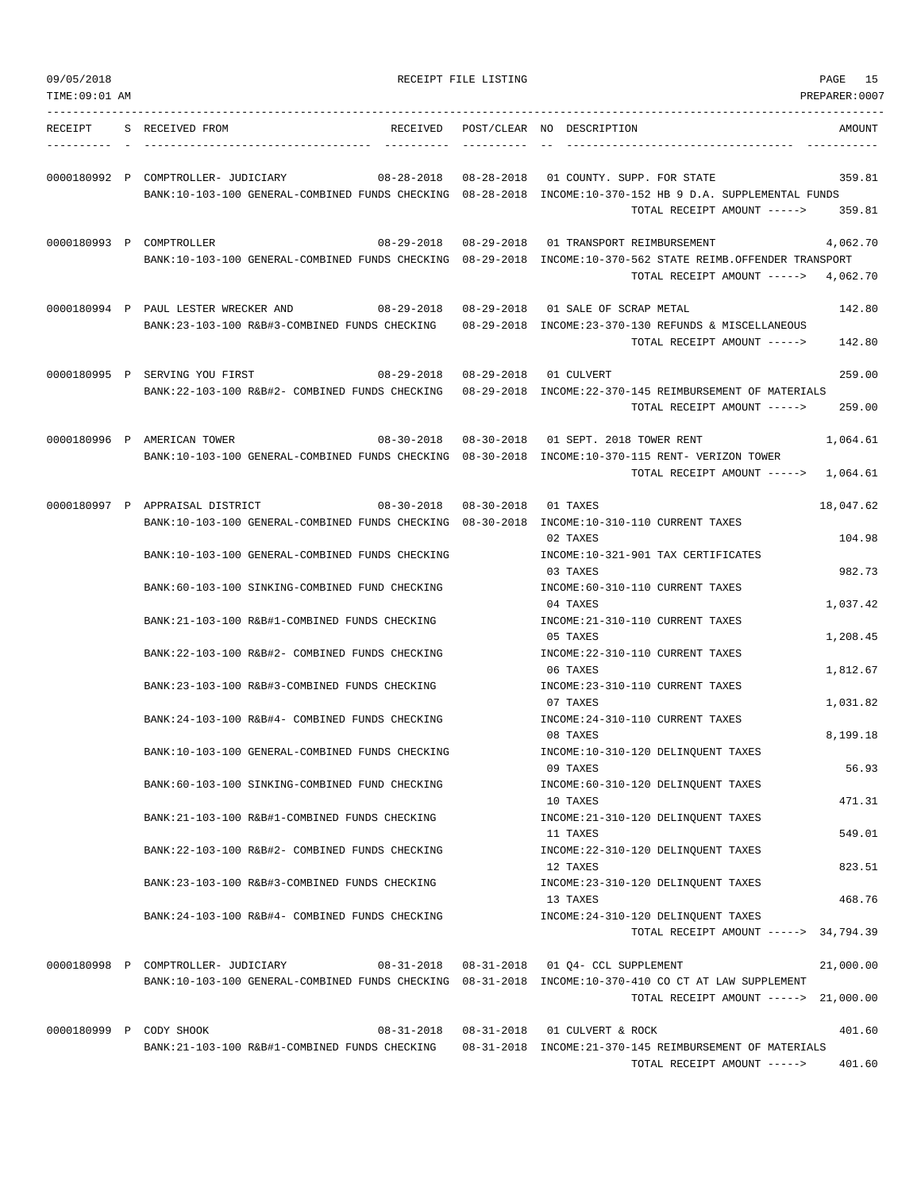RECEIPT FILE LISTING

| RECEIPT | S | RECEIVED FROM | RECEIVED | POST/CLEAR | NO | DESCRIPTION | AMOUNT |
|---|---|---|---|---|---|---|---|
| 0000180992 | P | COMPTROLLER- JUDICIARY | 08-28-2018 | 08-28-2018 | 01 | COUNTY. SUPP. FOR STATE | 359.81 |
| | | BANK:10-103-100 GENERAL-COMBINED FUNDS CHECKING | | 08-28-2018 | | INCOME:10-370-152 HB 9 D.A. SUPPLEMENTAL FUNDS | |
| | | | | | | TOTAL RECEIPT AMOUNT -----> | 359.81 |
| 0000180993 | P | COMPTROLLER | 08-29-2018 | 08-29-2018 | 01 | TRANSPORT REIMBURSEMENT | 4,062.70 |
| | | BANK:10-103-100 GENERAL-COMBINED FUNDS CHECKING | | 08-29-2018 | | INCOME:10-370-562 STATE REIMB.OFFENDER TRANSPORT | |
| | | | | | | TOTAL RECEIPT AMOUNT -----> | 4,062.70 |
| 0000180994 | P | PAUL LESTER WRECKER AND | 08-29-2018 | 08-29-2018 | 01 | SALE OF SCRAP METAL | 142.80 |
| | | BANK:23-103-100 R&B#3-COMBINED FUNDS CHECKING | | 08-29-2018 | | INCOME:23-370-130 REFUNDS & MISCELLANEOUS | |
| | | | | | | TOTAL RECEIPT AMOUNT -----> | 142.80 |
| 0000180995 | P | SERVING YOU FIRST | 08-29-2018 | 08-29-2018 | 01 | CULVERT | 259.00 |
| | | BANK:22-103-100 R&B#2- COMBINED FUNDS CHECKING | | 08-29-2018 | | INCOME:22-370-145 REIMBURSEMENT OF MATERIALS | |
| | | | | | | TOTAL RECEIPT AMOUNT -----> | 259.00 |
| 0000180996 | P | AMERICAN TOWER | 08-30-2018 | 08-30-2018 | 01 | SEPT. 2018 TOWER RENT | 1,064.61 |
| | | BANK:10-103-100 GENERAL-COMBINED FUNDS CHECKING | | 08-30-2018 | | INCOME:10-370-115 RENT- VERIZON TOWER | |
| | | | | | | TOTAL RECEIPT AMOUNT -----> | 1,064.61 |
| 0000180997 | P | APPRAISAL DISTRICT | 08-30-2018 | 08-30-2018 | 01 | TAXES | 18,047.62 |
| | | BANK:10-103-100 GENERAL-COMBINED FUNDS CHECKING | | 08-30-2018 | | INCOME:10-310-110 CURRENT TAXES | |
| | | | | | 02 | TAXES | 104.98 |
| | | BANK:10-103-100 GENERAL-COMBINED FUNDS CHECKING | | | | INCOME:10-321-901 TAX CERTIFICATES | |
| | | | | | 03 | TAXES | 982.73 |
| | | BANK:60-103-100 SINKING-COMBINED FUND CHECKING | | | | INCOME:60-310-110 CURRENT TAXES | |
| | | | | | 04 | TAXES | 1,037.42 |
| | | BANK:21-103-100 R&B#1-COMBINED FUNDS CHECKING | | | | INCOME:21-310-110 CURRENT TAXES | |
| | | | | | 05 | TAXES | 1,208.45 |
| | | BANK:22-103-100 R&B#2- COMBINED FUNDS CHECKING | | | | INCOME:22-310-110 CURRENT TAXES | |
| | | | | | 06 | TAXES | 1,812.67 |
| | | BANK:23-103-100 R&B#3-COMBINED FUNDS CHECKING | | | | INCOME:23-310-110 CURRENT TAXES | |
| | | | | | 07 | TAXES | 1,031.82 |
| | | BANK:24-103-100 R&B#4- COMBINED FUNDS CHECKING | | | | INCOME:24-310-110 CURRENT TAXES | |
| | | | | | 08 | TAXES | 8,199.18 |
| | | BANK:10-103-100 GENERAL-COMBINED FUNDS CHECKING | | | | INCOME:10-310-120 DELINQUENT TAXES | |
| | | | | | 09 | TAXES | 56.93 |
| | | BANK:60-103-100 SINKING-COMBINED FUND CHECKING | | | | INCOME:60-310-120 DELINQUENT TAXES | |
| | | | | | 10 | TAXES | 471.31 |
| | | BANK:21-103-100 R&B#1-COMBINED FUNDS CHECKING | | | | INCOME:21-310-120 DELINQUENT TAXES | |
| | | | | | 11 | TAXES | 549.01 |
| | | BANK:22-103-100 R&B#2- COMBINED FUNDS CHECKING | | | | INCOME:22-310-120 DELINQUENT TAXES | |
| | | | | | 12 | TAXES | 823.51 |
| | | BANK:23-103-100 R&B#3-COMBINED FUNDS CHECKING | | | | INCOME:23-310-120 DELINQUENT TAXES | |
| | | | | | 13 | TAXES | 468.76 |
| | | BANK:24-103-100 R&B#4- COMBINED FUNDS CHECKING | | | | INCOME:24-310-120 DELINQUENT TAXES | |
| | | | | | | TOTAL RECEIPT AMOUNT -----> | 34,794.39 |
| 0000180998 | P | COMPTROLLER- JUDICIARY | 08-31-2018 | 08-31-2018 | 01 | Q4- CCL SUPPLEMENT | 21,000.00 |
| | | BANK:10-103-100 GENERAL-COMBINED FUNDS CHECKING | | 08-31-2018 | | INCOME:10-370-410 CO CT AT LAW SUPPLEMENT | |
| | | | | | | TOTAL RECEIPT AMOUNT -----> | 21,000.00 |
| 0000180999 | P | CODY SHOOK | 08-31-2018 | 08-31-2018 | 01 | CULVERT & ROCK | 401.60 |
| | | BANK:21-103-100 R&B#1-COMBINED FUNDS CHECKING | | 08-31-2018 | | INCOME:21-370-145 REIMBURSEMENT OF MATERIALS | |
| | | | | | | TOTAL RECEIPT AMOUNT -----> | 401.60 |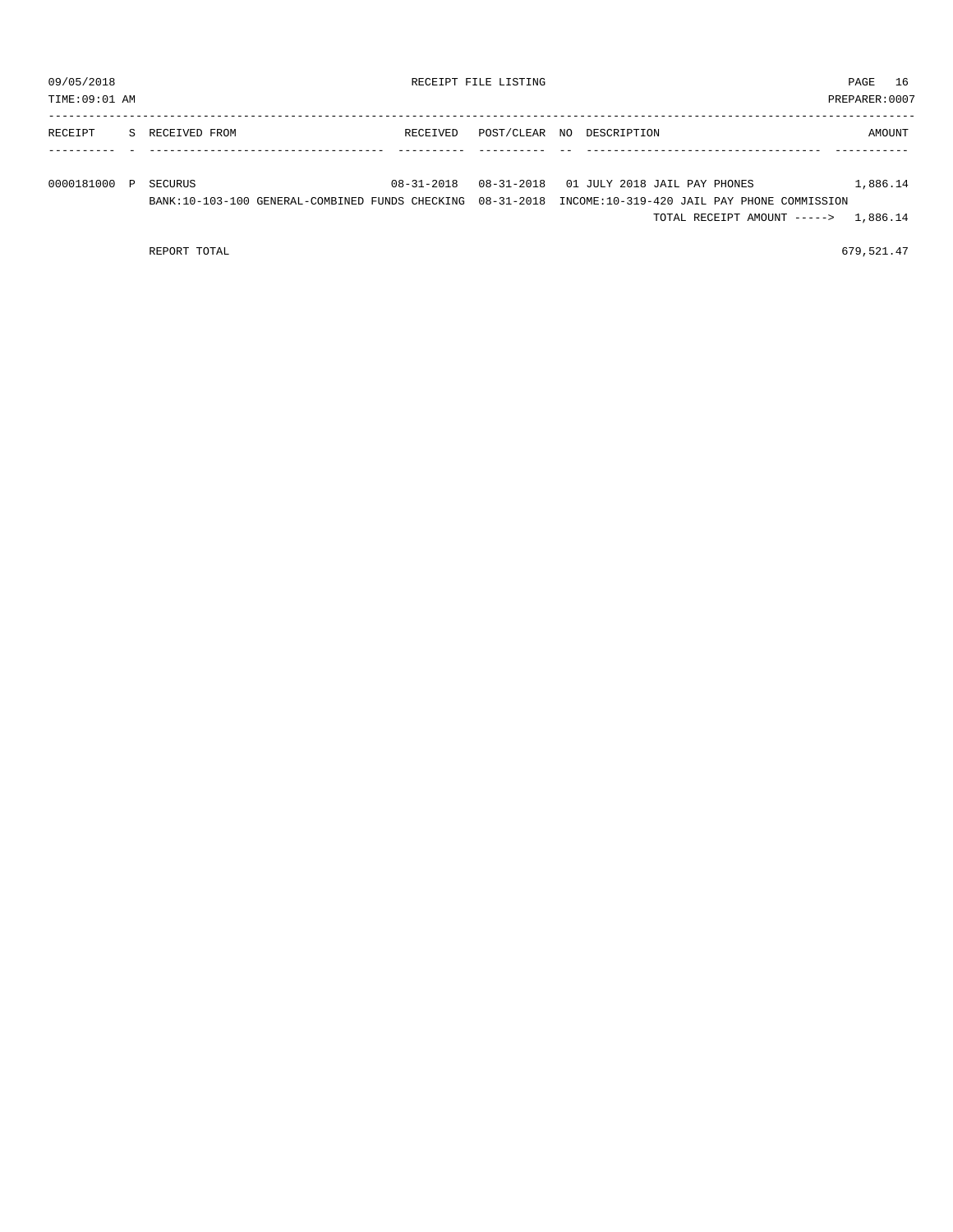| RECEIPT | S | RECEIVED FROM | RECEIVED | POST/CLEAR | NO | DESCRIPTION | AMOUNT |
|---|---|---|---|---|---|---|---|
| 0000181000 | P | SECURUS | 08-31-2018 | 08-31-2018 | 01 | JULY 2018 JAIL PAY PHONES | 1,886.14 |
| | | BANK:10-103-100 GENERAL-COMBINED FUNDS CHECKING | | 08-31-2018 | | INCOME:10-319-420 JAIL PAY PHONE COMMISSION | |
| | | | | | | TOTAL RECEIPT AMOUNT -----> | 1,886.14 |

REPORT TOTAL 679,521.47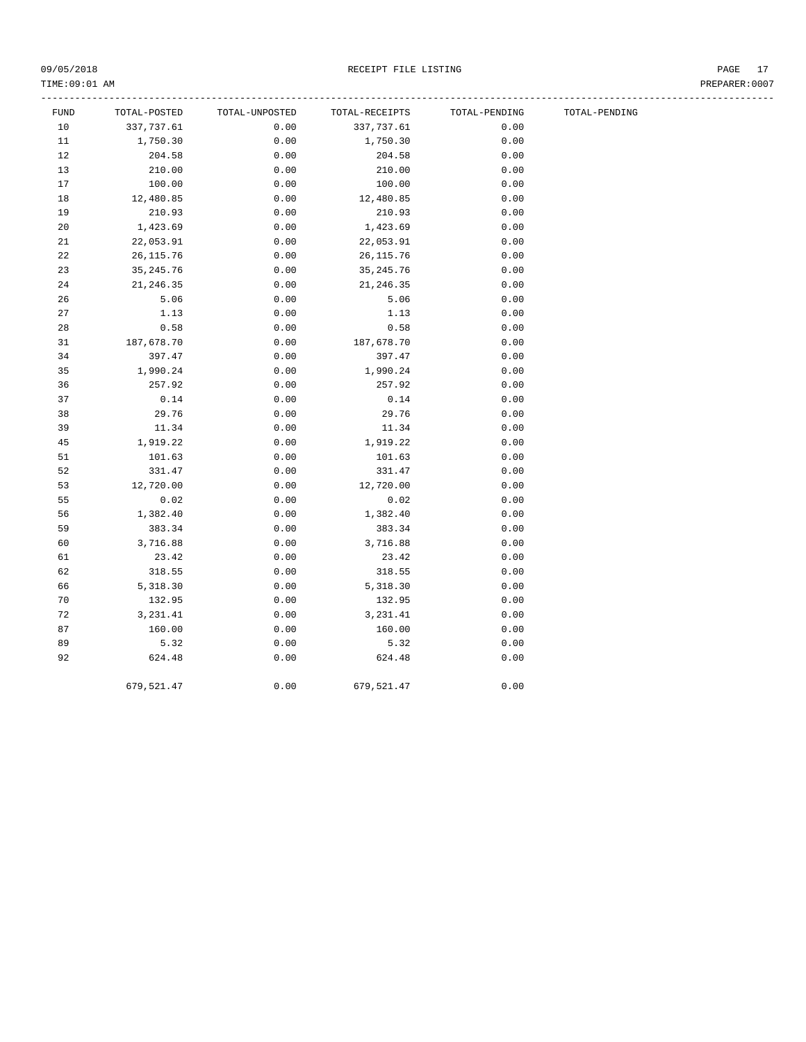09/05/2018 RECEIPT FILE LISTING

TIME:09:01 AM PREPARER:0007

| FUND | TOTAL-POSTED | TOTAL-UNPOSTED | TOTAL-RECEIPTS | TOTAL-PENDING | TOTAL-PENDING |
|---|---|---|---|---|---|
| 10 | 337,737.61 | 0.00 | 337,737.61 | 0.00 | |
| 11 | 1,750.30 | 0.00 | 1,750.30 | 0.00 | |
| 12 | 204.58 | 0.00 | 204.58 | 0.00 | |
| 13 | 210.00 | 0.00 | 210.00 | 0.00 | |
| 17 | 100.00 | 0.00 | 100.00 | 0.00 | |
| 18 | 12,480.85 | 0.00 | 12,480.85 | 0.00 | |
| 19 | 210.93 | 0.00 | 210.93 | 0.00 | |
| 20 | 1,423.69 | 0.00 | 1,423.69 | 0.00 | |
| 21 | 22,053.91 | 0.00 | 22,053.91 | 0.00 | |
| 22 | 26,115.76 | 0.00 | 26,115.76 | 0.00 | |
| 23 | 35,245.76 | 0.00 | 35,245.76 | 0.00 | |
| 24 | 21,246.35 | 0.00 | 21,246.35 | 0.00 | |
| 26 | 5.06 | 0.00 | 5.06 | 0.00 | |
| 27 | 1.13 | 0.00 | 1.13 | 0.00 | |
| 28 | 0.58 | 0.00 | 0.58 | 0.00 | |
| 31 | 187,678.70 | 0.00 | 187,678.70 | 0.00 | |
| 34 | 397.47 | 0.00 | 397.47 | 0.00 | |
| 35 | 1,990.24 | 0.00 | 1,990.24 | 0.00 | |
| 36 | 257.92 | 0.00 | 257.92 | 0.00 | |
| 37 | 0.14 | 0.00 | 0.14 | 0.00 | |
| 38 | 29.76 | 0.00 | 29.76 | 0.00 | |
| 39 | 11.34 | 0.00 | 11.34 | 0.00 | |
| 45 | 1,919.22 | 0.00 | 1,919.22 | 0.00 | |
| 51 | 101.63 | 0.00 | 101.63 | 0.00 | |
| 52 | 331.47 | 0.00 | 331.47 | 0.00 | |
| 53 | 12,720.00 | 0.00 | 12,720.00 | 0.00 | |
| 55 | 0.02 | 0.00 | 0.02 | 0.00 | |
| 56 | 1,382.40 | 0.00 | 1,382.40 | 0.00 | |
| 59 | 383.34 | 0.00 | 383.34 | 0.00 | |
| 60 | 3,716.88 | 0.00 | 3,716.88 | 0.00 | |
| 61 | 23.42 | 0.00 | 23.42 | 0.00 | |
| 62 | 318.55 | 0.00 | 318.55 | 0.00 | |
| 66 | 5,318.30 | 0.00 | 5,318.30 | 0.00 | |
| 70 | 132.95 | 0.00 | 132.95 | 0.00 | |
| 72 | 3,231.41 | 0.00 | 3,231.41 | 0.00 | |
| 87 | 160.00 | 0.00 | 160.00 | 0.00 | |
| 89 | 5.32 | 0.00 | 5.32 | 0.00 | |
| 92 | 624.48 | 0.00 | 624.48 | 0.00 | |
| | 679,521.47 | 0.00 | 679,521.47 | 0.00 | |